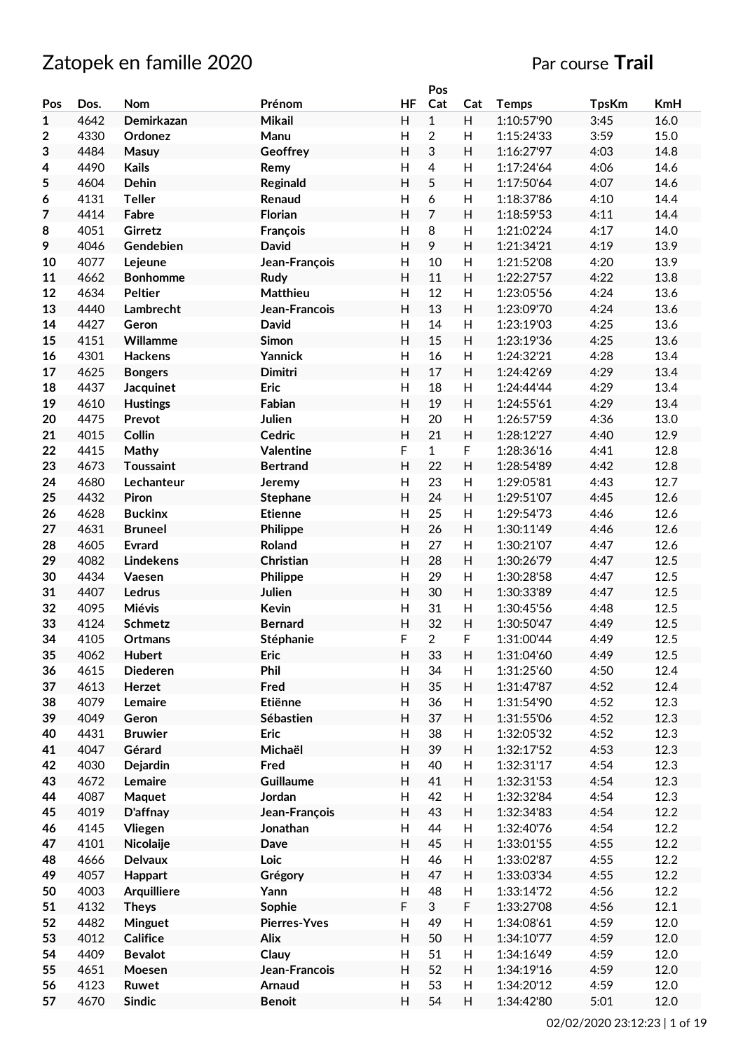# Zatopek en famille 2020

Par course **Trail**

| Pos | Dos. | Nom | Prénom | HF | Pos Cat | Cat | Temps | TpsKm | KmH |
|---|---|---|---|---|---|---|---|---|---|
| 1 | 4642 | Demirkazan | Mikail | H | 1 | H | 1:10:57'90 | 3:45 | 16.0 |
| 2 | 4330 | Ordonez | Manu | H | 2 | H | 1:15:24'33 | 3:59 | 15.0 |
| 3 | 4484 | Masuy | Geoffrey | H | 3 | H | 1:16:27'97 | 4:03 | 14.8 |
| 4 | 4490 | Kails | Remy | H | 4 | H | 1:17:24'64 | 4:06 | 14.6 |
| 5 | 4604 | Dehin | Reginald | H | 5 | H | 1:17:50'64 | 4:07 | 14.6 |
| 6 | 4131 | Teller | Renaud | H | 6 | H | 1:18:37'86 | 4:10 | 14.4 |
| 7 | 4414 | Fabre | Florian | H | 7 | H | 1:18:59'53 | 4:11 | 14.4 |
| 8 | 4051 | Girretz | François | H | 8 | H | 1:21:02'24 | 4:17 | 14.0 |
| 9 | 4046 | Gendebien | David | H | 9 | H | 1:21:34'21 | 4:19 | 13.9 |
| 10 | 4077 | Lejeune | Jean-François | H | 10 | H | 1:21:52'08 | 4:20 | 13.9 |
| 11 | 4662 | Bonhomme | Rudy | H | 11 | H | 1:22:27'57 | 4:22 | 13.8 |
| 12 | 4634 | Peltier | Matthieu | H | 12 | H | 1:23:05'56 | 4:24 | 13.6 |
| 13 | 4440 | Lambrecht | Jean-Francois | H | 13 | H | 1:23:09'70 | 4:24 | 13.6 |
| 14 | 4427 | Geron | David | H | 14 | H | 1:23:19'03 | 4:25 | 13.6 |
| 15 | 4151 | Willamme | Simon | H | 15 | H | 1:23:19'36 | 4:25 | 13.6 |
| 16 | 4301 | Hackens | Yannick | H | 16 | H | 1:24:32'21 | 4:28 | 13.4 |
| 17 | 4625 | Bongers | Dimitri | H | 17 | H | 1:24:42'69 | 4:29 | 13.4 |
| 18 | 4437 | Jacquinet | Eric | H | 18 | H | 1:24:44'44 | 4:29 | 13.4 |
| 19 | 4610 | Hustings | Fabian | H | 19 | H | 1:24:55'61 | 4:29 | 13.4 |
| 20 | 4475 | Prevot | Julien | H | 20 | H | 1:26:57'59 | 4:36 | 13.0 |
| 21 | 4015 | Collin | Cedric | H | 21 | H | 1:28:12'27 | 4:40 | 12.9 |
| 22 | 4415 | Mathy | Valentine | F | 1 | F | 1:28:36'16 | 4:41 | 12.8 |
| 23 | 4673 | Toussaint | Bertrand | H | 22 | H | 1:28:54'89 | 4:42 | 12.8 |
| 24 | 4680 | Lechanteur | Jeremy | H | 23 | H | 1:29:05'81 | 4:43 | 12.7 |
| 25 | 4432 | Piron | Stephane | H | 24 | H | 1:29:51'07 | 4:45 | 12.6 |
| 26 | 4628 | Buckinx | Etienne | H | 25 | H | 1:29:54'73 | 4:46 | 12.6 |
| 27 | 4631 | Bruneel | Philippe | H | 26 | H | 1:30:11'49 | 4:46 | 12.6 |
| 28 | 4605 | Evrard | Roland | H | 27 | H | 1:30:21'07 | 4:47 | 12.6 |
| 29 | 4082 | Lindekens | Christian | H | 28 | H | 1:30:26'79 | 4:47 | 12.5 |
| 30 | 4434 | Vaesen | Philippe | H | 29 | H | 1:30:28'58 | 4:47 | 12.5 |
| 31 | 4407 | Ledrus | Julien | H | 30 | H | 1:30:33'89 | 4:47 | 12.5 |
| 32 | 4095 | Miévis | Kevin | H | 31 | H | 1:30:45'56 | 4:48 | 12.5 |
| 33 | 4124 | Schmetz | Bernard | H | 32 | H | 1:30:50'47 | 4:49 | 12.5 |
| 34 | 4105 | Ortmans | Stéphanie | F | 2 | F | 1:31:00'44 | 4:49 | 12.5 |
| 35 | 4062 | Hubert | Eric | H | 33 | H | 1:31:04'60 | 4:49 | 12.5 |
| 36 | 4615 | Diederen | Phil | H | 34 | H | 1:31:25'60 | 4:50 | 12.4 |
| 37 | 4613 | Herzet | Fred | H | 35 | H | 1:31:47'87 | 4:52 | 12.4 |
| 38 | 4079 | Lemaire | Etiënne | H | 36 | H | 1:31:54'90 | 4:52 | 12.3 |
| 39 | 4049 | Geron | Sébastien | H | 37 | H | 1:31:55'06 | 4:52 | 12.3 |
| 40 | 4431 | Bruwier | Eric | H | 38 | H | 1:32:05'32 | 4:52 | 12.3 |
| 41 | 4047 | Gérard | Michaël | H | 39 | H | 1:32:17'52 | 4:53 | 12.3 |
| 42 | 4030 | Dejardin | Fred | H | 40 | H | 1:32:31'17 | 4:54 | 12.3 |
| 43 | 4672 | Lemaire | Guillaume | H | 41 | H | 1:32:31'53 | 4:54 | 12.3 |
| 44 | 4087 | Maquet | Jordan | H | 42 | H | 1:32:32'84 | 4:54 | 12.3 |
| 45 | 4019 | D'affnay | Jean-François | H | 43 | H | 1:32:34'83 | 4:54 | 12.2 |
| 46 | 4145 | Vliegen | Jonathan | H | 44 | H | 1:32:40'76 | 4:54 | 12.2 |
| 47 | 4101 | Nicolaije | Dave | H | 45 | H | 1:33:01'55 | 4:55 | 12.2 |
| 48 | 4666 | Delvaux | Loic | H | 46 | H | 1:33:02'87 | 4:55 | 12.2 |
| 49 | 4057 | Happart | Grégory | H | 47 | H | 1:33:03'34 | 4:55 | 12.2 |
| 50 | 4003 | Arquilliere | Yann | H | 48 | H | 1:33:14'72 | 4:56 | 12.2 |
| 51 | 4132 | Theys | Sophie | F | 3 | F | 1:33:27'08 | 4:56 | 12.1 |
| 52 | 4482 | Minguet | Pierres-Yves | H | 49 | H | 1:34:08'61 | 4:59 | 12.0 |
| 53 | 4012 | Califice | Alix | H | 50 | H | 1:34:10'77 | 4:59 | 12.0 |
| 54 | 4409 | Bevalot | Clauy | H | 51 | H | 1:34:16'49 | 4:59 | 12.0 |
| 55 | 4651 | Moesen | Jean-Francois | H | 52 | H | 1:34:19'16 | 4:59 | 12.0 |
| 56 | 4123 | Ruwet | Arnaud | H | 53 | H | 1:34:20'12 | 4:59 | 12.0 |
| 57 | 4670 | Sindic | Benoit | H | 54 | H | 1:34:42'80 | 5:01 | 12.0 |

02/02/2020 23:12:23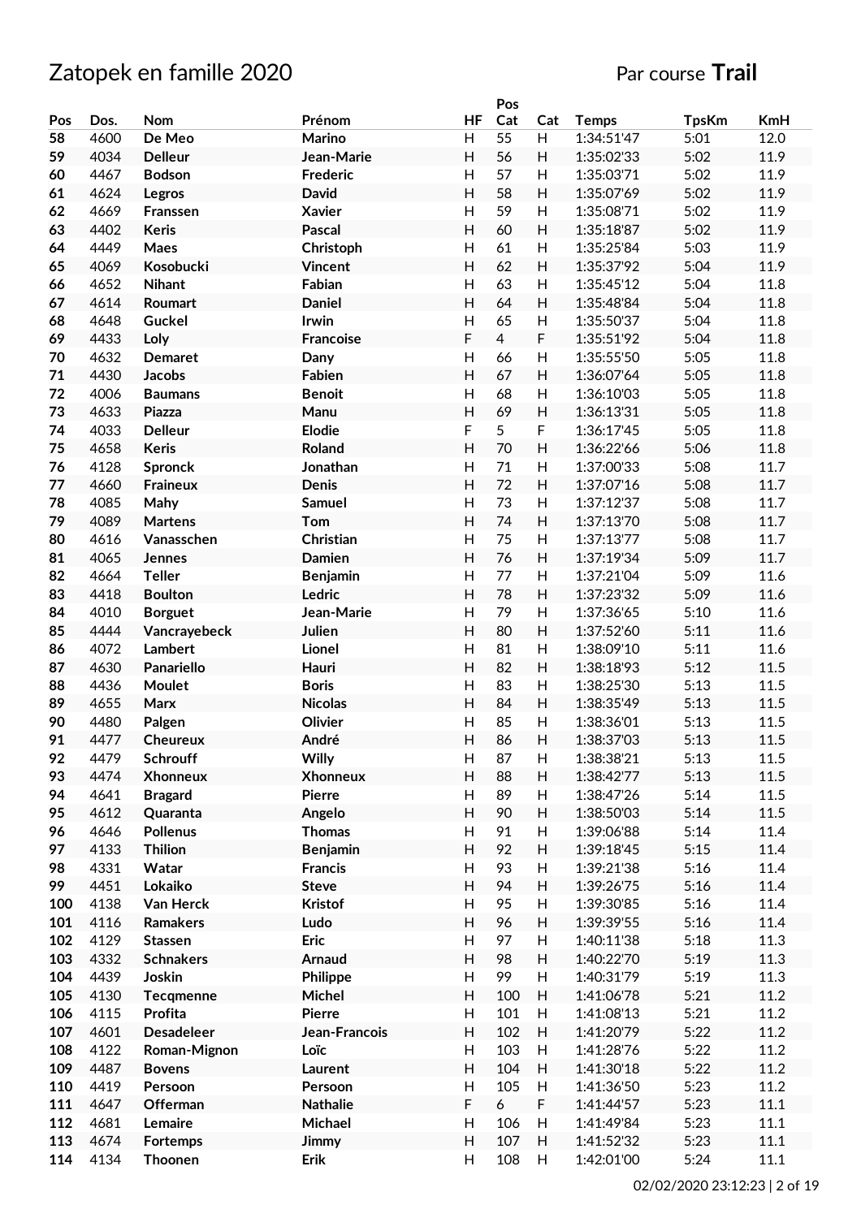# Zatopek en famille 2020

Par course **Trail**

| Pos | Dos. | Nom | Prénom | HF | Pos Cat | Cat | Temps | TpsKm | KmH |
|---|---|---|---|---|---|---|---|---|---|
| 58 | 4600 | De Meo | Marino | H | 55 | H | 1:34:51'47 | 5:01 | 12.0 |
| 59 | 4034 | Delleur | Jean-Marie | H | 56 | H | 1:35:02'33 | 5:02 | 11.9 |
| 60 | 4467 | Bodson | Frederic | H | 57 | H | 1:35:03'71 | 5:02 | 11.9 |
| 61 | 4624 | Legros | David | H | 58 | H | 1:35:07'69 | 5:02 | 11.9 |
| 62 | 4669 | Franssen | Xavier | H | 59 | H | 1:35:08'71 | 5:02 | 11.9 |
| 63 | 4402 | Keris | Pascal | H | 60 | H | 1:35:18'87 | 5:02 | 11.9 |
| 64 | 4449 | Maes | Christoph | H | 61 | H | 1:35:25'84 | 5:03 | 11.9 |
| 65 | 4069 | Kosobucki | Vincent | H | 62 | H | 1:35:37'92 | 5:04 | 11.9 |
| 66 | 4652 | Nihant | Fabian | H | 63 | H | 1:35:45'12 | 5:04 | 11.8 |
| 67 | 4614 | Roumart | Daniel | H | 64 | H | 1:35:48'84 | 5:04 | 11.8 |
| 68 | 4648 | Guckel | Irwin | H | 65 | H | 1:35:50'37 | 5:04 | 11.8 |
| 69 | 4433 | Loly | Francoise | F | 4 | F | 1:35:51'92 | 5:04 | 11.8 |
| 70 | 4632 | Demaret | Dany | H | 66 | H | 1:35:55'50 | 5:05 | 11.8 |
| 71 | 4430 | Jacobs | Fabien | H | 67 | H | 1:36:07'64 | 5:05 | 11.8 |
| 72 | 4006 | Baumans | Benoit | H | 68 | H | 1:36:10'03 | 5:05 | 11.8 |
| 73 | 4633 | Piazza | Manu | H | 69 | H | 1:36:13'31 | 5:05 | 11.8 |
| 74 | 4033 | Delleur | Elodie | F | 5 | F | 1:36:17'45 | 5:05 | 11.8 |
| 75 | 4658 | Keris | Roland | H | 70 | H | 1:36:22'66 | 5:06 | 11.8 |
| 76 | 4128 | Spronck | Jonathan | H | 71 | H | 1:37:00'33 | 5:08 | 11.7 |
| 77 | 4660 | Fraineux | Denis | H | 72 | H | 1:37:07'16 | 5:08 | 11.7 |
| 78 | 4085 | Mahy | Samuel | H | 73 | H | 1:37:12'37 | 5:08 | 11.7 |
| 79 | 4089 | Martens | Tom | H | 74 | H | 1:37:13'70 | 5:08 | 11.7 |
| 80 | 4616 | Vanasschen | Christian | H | 75 | H | 1:37:13'77 | 5:08 | 11.7 |
| 81 | 4065 | Jennes | Damien | H | 76 | H | 1:37:19'34 | 5:09 | 11.7 |
| 82 | 4664 | Teller | Benjamin | H | 77 | H | 1:37:21'04 | 5:09 | 11.6 |
| 83 | 4418 | Boulton | Ledric | H | 78 | H | 1:37:23'32 | 5:09 | 11.6 |
| 84 | 4010 | Borguet | Jean-Marie | H | 79 | H | 1:37:36'65 | 5:10 | 11.6 |
| 85 | 4444 | Vancrayebeck | Julien | H | 80 | H | 1:37:52'60 | 5:11 | 11.6 |
| 86 | 4072 | Lambert | Lionel | H | 81 | H | 1:38:09'10 | 5:11 | 11.6 |
| 87 | 4630 | Panariello | Hauri | H | 82 | H | 1:38:18'93 | 5:12 | 11.5 |
| 88 | 4436 | Moulet | Boris | H | 83 | H | 1:38:25'30 | 5:13 | 11.5 |
| 89 | 4655 | Marx | Nicolas | H | 84 | H | 1:38:35'49 | 5:13 | 11.5 |
| 90 | 4480 | Palgen | Olivier | H | 85 | H | 1:38:36'01 | 5:13 | 11.5 |
| 91 | 4477 | Cheureux | André | H | 86 | H | 1:38:37'03 | 5:13 | 11.5 |
| 92 | 4479 | Schrouff | Willy | H | 87 | H | 1:38:38'21 | 5:13 | 11.5 |
| 93 | 4474 | Xhonneux | Xhonneux | H | 88 | H | 1:38:42'77 | 5:13 | 11.5 |
| 94 | 4641 | Bragard | Pierre | H | 89 | H | 1:38:47'26 | 5:14 | 11.5 |
| 95 | 4612 | Quaranta | Angelo | H | 90 | H | 1:38:50'03 | 5:14 | 11.5 |
| 96 | 4646 | Pollenus | Thomas | H | 91 | H | 1:39:06'88 | 5:14 | 11.4 |
| 97 | 4133 | Thilion | Benjamin | H | 92 | H | 1:39:18'45 | 5:15 | 11.4 |
| 98 | 4331 | Watar | Francis | H | 93 | H | 1:39:21'38 | 5:16 | 11.4 |
| 99 | 4451 | Lokaiko | Steve | H | 94 | H | 1:39:26'75 | 5:16 | 11.4 |
| 100 | 4138 | Van Herck | Kristof | H | 95 | H | 1:39:30'85 | 5:16 | 11.4 |
| 101 | 4116 | Ramakers | Ludo | H | 96 | H | 1:39:39'55 | 5:16 | 11.4 |
| 102 | 4129 | Stassen | Eric | H | 97 | H | 1:40:11'38 | 5:18 | 11.3 |
| 103 | 4332 | Schnakers | Arnaud | H | 98 | H | 1:40:22'70 | 5:19 | 11.3 |
| 104 | 4439 | Joskin | Philippe | H | 99 | H | 1:40:31'79 | 5:19 | 11.3 |
| 105 | 4130 | Tecqmenne | Michel | H | 100 | H | 1:41:06'78 | 5:21 | 11.2 |
| 106 | 4115 | Profita | Pierre | H | 101 | H | 1:41:08'13 | 5:21 | 11.2 |
| 107 | 4601 | Desadeleer | Jean-Francois | H | 102 | H | 1:41:20'79 | 5:22 | 11.2 |
| 108 | 4122 | Roman-Mignon | Loïc | H | 103 | H | 1:41:28'76 | 5:22 | 11.2 |
| 109 | 4487 | Bovens | Laurent | H | 104 | H | 1:41:30'18 | 5:22 | 11.2 |
| 110 | 4419 | Persoon | Persoon | H | 105 | H | 1:41:36'50 | 5:23 | 11.2 |
| 111 | 4647 | Offerman | Nathalie | F | 6 | F | 1:41:44'57 | 5:23 | 11.1 |
| 112 | 4681 | Lemaire | Michael | H | 106 | H | 1:41:49'84 | 5:23 | 11.1 |
| 113 | 4674 | Fortemps | Jimmy | H | 107 | H | 1:41:52'32 | 5:23 | 11.1 |
| 114 | 4134 | Thoonen | Erik | H | 108 | H | 1:42:01'00 | 5:24 | 11.1 |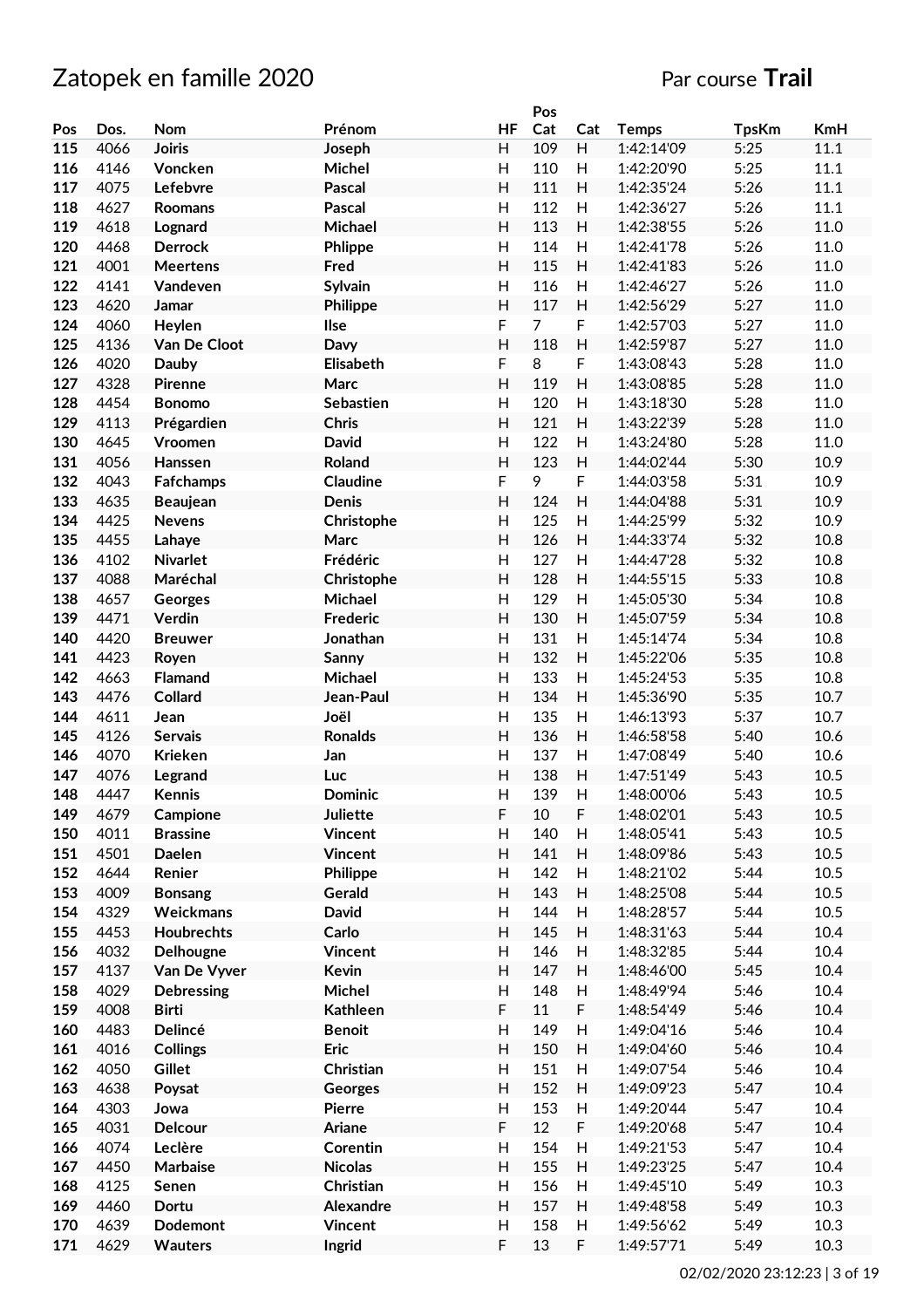# Zatopek en famille 2020

Par course **Trail**

| Pos | Dos. | Nom | Prénom | HF | Pos Cat | Cat | Temps | TpsKm | KmH |
|---|---|---|---|---|---|---|---|---|---|
| 115 | 4066 | Joiris | Joseph | H | 109 | H | 1:42:14'09 | 5:25 | 11.1 |
| 116 | 4146 | Voncken | Michel | H | 110 | H | 1:42:20'90 | 5:25 | 11.1 |
| 117 | 4075 | Lefebvre | Pascal | H | 111 | H | 1:42:35'24 | 5:26 | 11.1 |
| 118 | 4627 | Roomans | Pascal | H | 112 | H | 1:42:36'27 | 5:26 | 11.1 |
| 119 | 4618 | Lognard | Michael | H | 113 | H | 1:42:38'55 | 5:26 | 11.0 |
| 120 | 4468 | Derrock | Phlippe | H | 114 | H | 1:42:41'78 | 5:26 | 11.0 |
| 121 | 4001 | Meertens | Fred | H | 115 | H | 1:42:41'83 | 5:26 | 11.0 |
| 122 | 4141 | Vandeven | Sylvain | H | 116 | H | 1:42:46'27 | 5:26 | 11.0 |
| 123 | 4620 | Jamar | Philippe | H | 117 | H | 1:42:56'29 | 5:27 | 11.0 |
| 124 | 4060 | Heylen | Ilse | F | 7 | F | 1:42:57'03 | 5:27 | 11.0 |
| 125 | 4136 | Van De Cloot | Davy | H | 118 | H | 1:42:59'87 | 5:27 | 11.0 |
| 126 | 4020 | Dauby | Elisabeth | F | 8 | F | 1:43:08'43 | 5:28 | 11.0 |
| 127 | 4328 | Pirenne | Marc | H | 119 | H | 1:43:08'85 | 5:28 | 11.0 |
| 128 | 4454 | Bonomo | Sebastien | H | 120 | H | 1:43:18'30 | 5:28 | 11.0 |
| 129 | 4113 | Prégardien | Chris | H | 121 | H | 1:43:22'39 | 5:28 | 11.0 |
| 130 | 4645 | Vroomen | David | H | 122 | H | 1:43:24'80 | 5:28 | 11.0 |
| 131 | 4056 | Hanssen | Roland | H | 123 | H | 1:44:02'44 | 5:30 | 10.9 |
| 132 | 4043 | Fafchamps | Claudine | F | 9 | F | 1:44:03'58 | 5:31 | 10.9 |
| 133 | 4635 | Beaujean | Denis | H | 124 | H | 1:44:04'88 | 5:31 | 10.9 |
| 134 | 4425 | Nevens | Christophe | H | 125 | H | 1:44:25'99 | 5:32 | 10.9 |
| 135 | 4455 | Lahaye | Marc | H | 126 | H | 1:44:33'74 | 5:32 | 10.8 |
| 136 | 4102 | Nivarlet | Frédéric | H | 127 | H | 1:44:47'28 | 5:32 | 10.8 |
| 137 | 4088 | Maréchal | Christophe | H | 128 | H | 1:44:55'15 | 5:33 | 10.8 |
| 138 | 4657 | Georges | Michael | H | 129 | H | 1:45:05'30 | 5:34 | 10.8 |
| 139 | 4471 | Verdin | Frederic | H | 130 | H | 1:45:07'59 | 5:34 | 10.8 |
| 140 | 4420 | Breuwer | Jonathan | H | 131 | H | 1:45:14'74 | 5:34 | 10.8 |
| 141 | 4423 | Royen | Sanny | H | 132 | H | 1:45:22'06 | 5:35 | 10.8 |
| 142 | 4663 | Flamand | Michael | H | 133 | H | 1:45:24'53 | 5:35 | 10.8 |
| 143 | 4476 | Collard | Jean-Paul | H | 134 | H | 1:45:36'90 | 5:35 | 10.7 |
| 144 | 4611 | Jean | Joël | H | 135 | H | 1:46:13'93 | 5:37 | 10.7 |
| 145 | 4126 | Servais | Ronalds | H | 136 | H | 1:46:58'58 | 5:40 | 10.6 |
| 146 | 4070 | Krieken | Jan | H | 137 | H | 1:47:08'49 | 5:40 | 10.6 |
| 147 | 4076 | Legrand | Luc | H | 138 | H | 1:47:51'49 | 5:43 | 10.5 |
| 148 | 4447 | Kennis | Dominic | H | 139 | H | 1:48:00'06 | 5:43 | 10.5 |
| 149 | 4679 | Campione | Juliette | F | 10 | F | 1:48:02'01 | 5:43 | 10.5 |
| 150 | 4011 | Brassine | Vincent | H | 140 | H | 1:48:05'41 | 5:43 | 10.5 |
| 151 | 4501 | Daelen | Vincent | H | 141 | H | 1:48:09'86 | 5:43 | 10.5 |
| 152 | 4644 | Renier | Philippe | H | 142 | H | 1:48:21'02 | 5:44 | 10.5 |
| 153 | 4009 | Bonsang | Gerald | H | 143 | H | 1:48:25'08 | 5:44 | 10.5 |
| 154 | 4329 | Weickmans | David | H | 144 | H | 1:48:28'57 | 5:44 | 10.5 |
| 155 | 4453 | Houbrechts | Carlo | H | 145 | H | 1:48:31'63 | 5:44 | 10.4 |
| 156 | 4032 | Delhougne | Vincent | H | 146 | H | 1:48:32'85 | 5:44 | 10.4 |
| 157 | 4137 | Van De Vyver | Kevin | H | 147 | H | 1:48:46'00 | 5:45 | 10.4 |
| 158 | 4029 | Debressing | Michel | H | 148 | H | 1:48:49'94 | 5:46 | 10.4 |
| 159 | 4008 | Birti | Kathleen | F | 11 | F | 1:48:54'49 | 5:46 | 10.4 |
| 160 | 4483 | Delincé | Benoit | H | 149 | H | 1:49:04'16 | 5:46 | 10.4 |
| 161 | 4016 | Collings | Eric | H | 150 | H | 1:49:04'60 | 5:46 | 10.4 |
| 162 | 4050 | Gillet | Christian | H | 151 | H | 1:49:07'54 | 5:46 | 10.4 |
| 163 | 4638 | Poysat | Georges | H | 152 | H | 1:49:09'23 | 5:47 | 10.4 |
| 164 | 4303 | Jowa | Pierre | H | 153 | H | 1:49:20'44 | 5:47 | 10.4 |
| 165 | 4031 | Delcour | Ariane | F | 12 | F | 1:49:20'68 | 5:47 | 10.4 |
| 166 | 4074 | Leclère | Corentin | H | 154 | H | 1:49:21'53 | 5:47 | 10.4 |
| 167 | 4450 | Marbaise | Nicolas | H | 155 | H | 1:49:23'25 | 5:47 | 10.4 |
| 168 | 4125 | Senen | Christian | H | 156 | H | 1:49:45'10 | 5:49 | 10.3 |
| 169 | 4460 | Dortu | Alexandre | H | 157 | H | 1:49:48'58 | 5:49 | 10.3 |
| 170 | 4639 | Dodemont | Vincent | H | 158 | H | 1:49:56'62 | 5:49 | 10.3 |
| 171 | 4629 | Wauters | Ingrid | F | 13 | F | 1:49:57'71 | 5:49 | 10.3 |

02/02/2020 23:12:23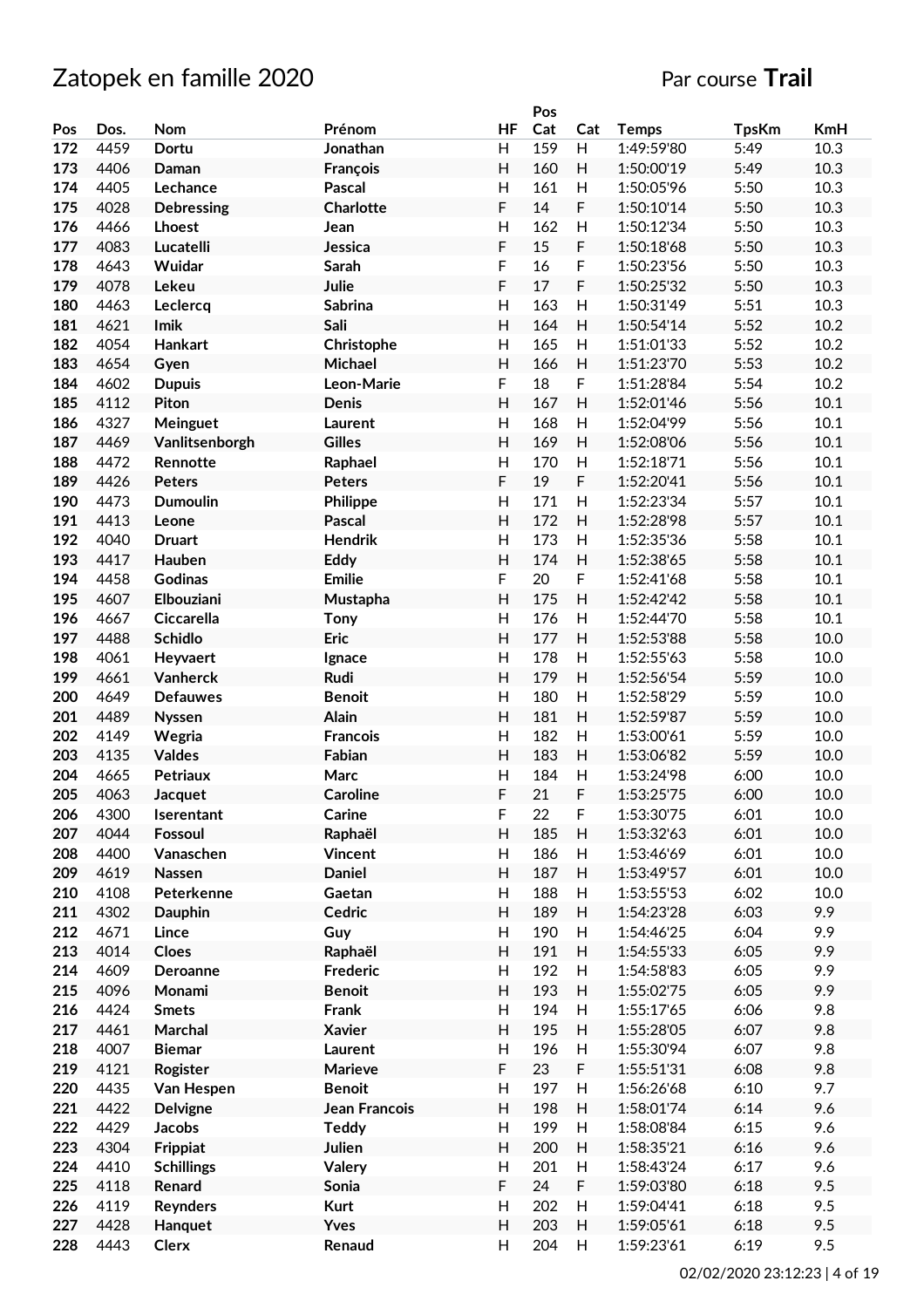# Zatopek en famille 2020

Par course **Trail**

| Pos | Dos. | Nom | Prénom | HF | Pos Cat | Cat | Temps | TpsKm | KmH |
|---|---|---|---|---|---|---|---|---|---|
| 172 | 4459 | Dortu | Jonathan | H | 159 | H | 1:49:59'80 | 5:49 | 10.3 |
| 173 | 4406 | Daman | François | H | 160 | H | 1:50:00'19 | 5:49 | 10.3 |
| 174 | 4405 | Lechance | Pascal | H | 161 | H | 1:50:05'96 | 5:50 | 10.3 |
| 175 | 4028 | Debressing | Charlotte | F | 14 | F | 1:50:10'14 | 5:50 | 10.3 |
| 176 | 4466 | Lhoest | Jean | H | 162 | H | 1:50:12'34 | 5:50 | 10.3 |
| 177 | 4083 | Lucatelli | Jessica | F | 15 | F | 1:50:18'68 | 5:50 | 10.3 |
| 178 | 4643 | Wuidar | Sarah | F | 16 | F | 1:50:23'56 | 5:50 | 10.3 |
| 179 | 4078 | Lekeu | Julie | F | 17 | F | 1:50:25'32 | 5:50 | 10.3 |
| 180 | 4463 | Leclercq | Sabrina | H | 163 | H | 1:50:31'49 | 5:51 | 10.3 |
| 181 | 4621 | Imik | Sali | H | 164 | H | 1:50:54'14 | 5:52 | 10.2 |
| 182 | 4054 | Hankart | Christophe | H | 165 | H | 1:51:01'33 | 5:52 | 10.2 |
| 183 | 4654 | Gyen | Michael | H | 166 | H | 1:51:23'70 | 5:53 | 10.2 |
| 184 | 4602 | Dupuis | Leon-Marie | F | 18 | F | 1:51:28'84 | 5:54 | 10.2 |
| 185 | 4112 | Piton | Denis | H | 167 | H | 1:52:01'46 | 5:56 | 10.1 |
| 186 | 4327 | Meinguet | Laurent | H | 168 | H | 1:52:04'99 | 5:56 | 10.1 |
| 187 | 4469 | Vanlitsenborgh | Gilles | H | 169 | H | 1:52:08'06 | 5:56 | 10.1 |
| 188 | 4472 | Rennotte | Raphael | H | 170 | H | 1:52:18'71 | 5:56 | 10.1 |
| 189 | 4426 | Peters | Peters | F | 19 | F | 1:52:20'41 | 5:56 | 10.1 |
| 190 | 4473 | Dumoulin | Philippe | H | 171 | H | 1:52:23'34 | 5:57 | 10.1 |
| 191 | 4413 | Leone | Pascal | H | 172 | H | 1:52:28'98 | 5:57 | 10.1 |
| 192 | 4040 | Druart | Hendrik | H | 173 | H | 1:52:35'36 | 5:58 | 10.1 |
| 193 | 4417 | Hauben | Eddy | H | 174 | H | 1:52:38'65 | 5:58 | 10.1 |
| 194 | 4458 | Godinas | Emilie | F | 20 | F | 1:52:41'68 | 5:58 | 10.1 |
| 195 | 4607 | Elbouziani | Mustapha | H | 175 | H | 1:52:42'42 | 5:58 | 10.1 |
| 196 | 4667 | Ciccarella | Tony | H | 176 | H | 1:52:44'70 | 5:58 | 10.1 |
| 197 | 4488 | Schidlo | Eric | H | 177 | H | 1:52:53'88 | 5:58 | 10.0 |
| 198 | 4061 | Heyvaert | Ignace | H | 178 | H | 1:52:55'63 | 5:58 | 10.0 |
| 199 | 4661 | Vanherck | Rudi | H | 179 | H | 1:52:56'54 | 5:59 | 10.0 |
| 200 | 4649 | Defauwes | Benoit | H | 180 | H | 1:52:58'29 | 5:59 | 10.0 |
| 201 | 4489 | Nyssen | Alain | H | 181 | H | 1:52:59'87 | 5:59 | 10.0 |
| 202 | 4149 | Wegria | Francois | H | 182 | H | 1:53:00'61 | 5:59 | 10.0 |
| 203 | 4135 | Valdes | Fabian | H | 183 | H | 1:53:06'82 | 5:59 | 10.0 |
| 204 | 4665 | Petriaux | Marc | H | 184 | H | 1:53:24'98 | 6:00 | 10.0 |
| 205 | 4063 | Jacquet | Caroline | F | 21 | F | 1:53:25'75 | 6:00 | 10.0 |
| 206 | 4300 | Iserentant | Carine | F | 22 | F | 1:53:30'75 | 6:01 | 10.0 |
| 207 | 4044 | Fossoul | Raphaël | H | 185 | H | 1:53:32'63 | 6:01 | 10.0 |
| 208 | 4400 | Vanaschen | Vincent | H | 186 | H | 1:53:46'69 | 6:01 | 10.0 |
| 209 | 4619 | Nassen | Daniel | H | 187 | H | 1:53:49'57 | 6:01 | 10.0 |
| 210 | 4108 | Peterkenne | Gaetan | H | 188 | H | 1:53:55'53 | 6:02 | 10.0 |
| 211 | 4302 | Dauphin | Cedric | H | 189 | H | 1:54:23'28 | 6:03 | 9.9 |
| 212 | 4671 | Lince | Guy | H | 190 | H | 1:54:46'25 | 6:04 | 9.9 |
| 213 | 4014 | Cloes | Raphaël | H | 191 | H | 1:54:55'33 | 6:05 | 9.9 |
| 214 | 4609 | Deroanne | Frederic | H | 192 | H | 1:54:58'83 | 6:05 | 9.9 |
| 215 | 4096 | Monami | Benoit | H | 193 | H | 1:55:02'75 | 6:05 | 9.9 |
| 216 | 4424 | Smets | Frank | H | 194 | H | 1:55:17'65 | 6:06 | 9.8 |
| 217 | 4461 | Marchal | Xavier | H | 195 | H | 1:55:28'05 | 6:07 | 9.8 |
| 218 | 4007 | Biemar | Laurent | H | 196 | H | 1:55:30'94 | 6:07 | 9.8 |
| 219 | 4121 | Rogister | Marieve | F | 23 | F | 1:55:51'31 | 6:08 | 9.8 |
| 220 | 4435 | Van Hespen | Benoit | H | 197 | H | 1:56:26'68 | 6:10 | 9.7 |
| 221 | 4422 | Delvigne | Jean Francois | H | 198 | H | 1:58:01'74 | 6:14 | 9.6 |
| 222 | 4429 | Jacobs | Teddy | H | 199 | H | 1:58:08'84 | 6:15 | 9.6 |
| 223 | 4304 | Frippiat | Julien | H | 200 | H | 1:58:35'21 | 6:16 | 9.6 |
| 224 | 4410 | Schillings | Valery | H | 201 | H | 1:58:43'24 | 6:17 | 9.6 |
| 225 | 4118 | Renard | Sonia | F | 24 | F | 1:59:03'80 | 6:18 | 9.5 |
| 226 | 4119 | Reynders | Kurt | H | 202 | H | 1:59:04'41 | 6:18 | 9.5 |
| 227 | 4428 | Hanquet | Yves | H | 203 | H | 1:59:05'61 | 6:18 | 9.5 |
| 228 | 4443 | Clerx | Renaud | H | 204 | H | 1:59:23'61 | 6:19 | 9.5 |

02/02/2020 23:12:23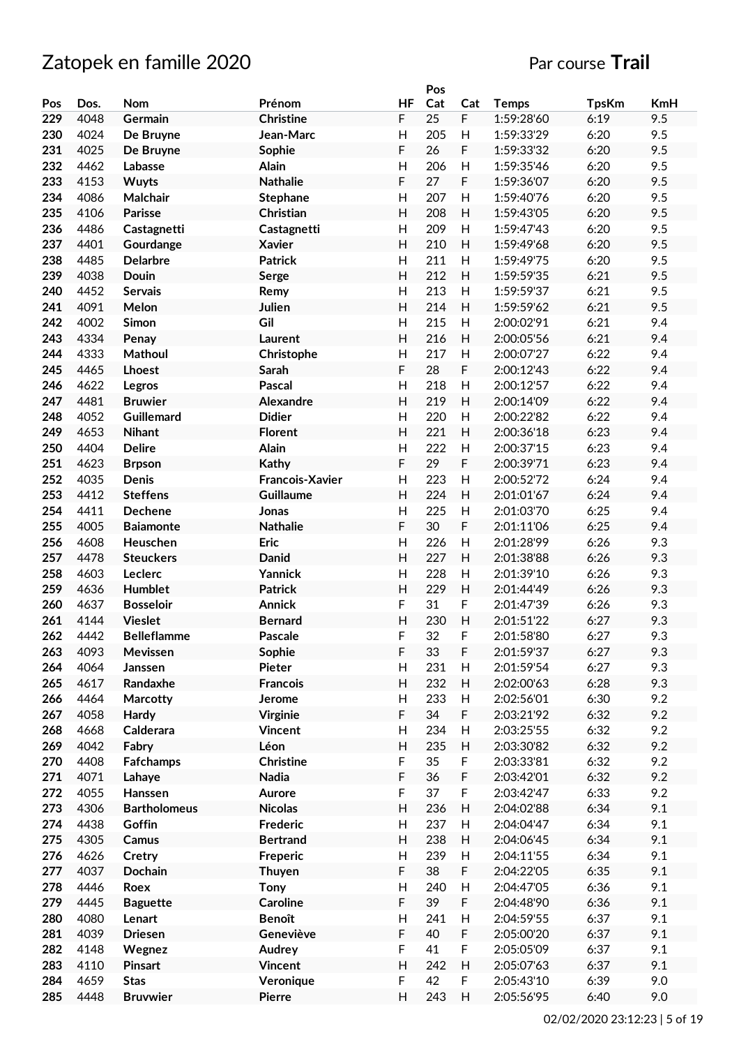# Zatopek en famille 2020

Par course **Trail**

| Pos | Dos. | Nom | Prénom | HF | Pos Cat | Cat | Temps | TpsKm | KmH |
|---|---|---|---|---|---|---|---|---|---|
| 229 | 4048 | Germain | Christine | F | 25 | F | 1:59:28'60 | 6:19 | 9.5 |
| 230 | 4024 | De Bruyne | Jean-Marc | H | 205 | H | 1:59:33'29 | 6:20 | 9.5 |
| 231 | 4025 | De Bruyne | Sophie | F | 26 | F | 1:59:33'32 | 6:20 | 9.5 |
| 232 | 4462 | Labasse | Alain | H | 206 | H | 1:59:35'46 | 6:20 | 9.5 |
| 233 | 4153 | Wuyts | Nathalie | F | 27 | F | 1:59:36'07 | 6:20 | 9.5 |
| 234 | 4086 | Malchair | Stephane | H | 207 | H | 1:59:40'76 | 6:20 | 9.5 |
| 235 | 4106 | Parisse | Christian | H | 208 | H | 1:59:43'05 | 6:20 | 9.5 |
| 236 | 4486 | Castagnetti | Castagnetti | H | 209 | H | 1:59:47'43 | 6:20 | 9.5 |
| 237 | 4401 | Gourdange | Xavier | H | 210 | H | 1:59:49'68 | 6:20 | 9.5 |
| 238 | 4485 | Delarbre | Patrick | H | 211 | H | 1:59:49'75 | 6:20 | 9.5 |
| 239 | 4038 | Douin | Serge | H | 212 | H | 1:59:59'35 | 6:21 | 9.5 |
| 240 | 4452 | Servais | Remy | H | 213 | H | 1:59:59'37 | 6:21 | 9.5 |
| 241 | 4091 | Melon | Julien | H | 214 | H | 1:59:59'62 | 6:21 | 9.5 |
| 242 | 4002 | Simon | Gil | H | 215 | H | 2:00:02'91 | 6:21 | 9.4 |
| 243 | 4334 | Penay | Laurent | H | 216 | H | 2:00:05'56 | 6:21 | 9.4 |
| 244 | 4333 | Mathoul | Christophe | H | 217 | H | 2:00:07'27 | 6:22 | 9.4 |
| 245 | 4465 | Lhoest | Sarah | F | 28 | F | 2:00:12'43 | 6:22 | 9.4 |
| 246 | 4622 | Legros | Pascal | H | 218 | H | 2:00:12'57 | 6:22 | 9.4 |
| 247 | 4481 | Bruwier | Alexandre | H | 219 | H | 2:00:14'09 | 6:22 | 9.4 |
| 248 | 4052 | Guillemard | Didier | H | 220 | H | 2:00:22'82 | 6:22 | 9.4 |
| 249 | 4653 | Nihant | Florent | H | 221 | H | 2:00:36'18 | 6:23 | 9.4 |
| 250 | 4404 | Delire | Alain | H | 222 | H | 2:00:37'15 | 6:23 | 9.4 |
| 251 | 4623 | Brpson | Kathy | F | 29 | F | 2:00:39'71 | 6:23 | 9.4 |
| 252 | 4035 | Denis | Francois-Xavier | H | 223 | H | 2:00:52'72 | 6:24 | 9.4 |
| 253 | 4412 | Steffens | Guillaume | H | 224 | H | 2:01:01'67 | 6:24 | 9.4 |
| 254 | 4411 | Dechene | Jonas | H | 225 | H | 2:01:03'70 | 6:25 | 9.4 |
| 255 | 4005 | Baiamonte | Nathalie | F | 30 | F | 2:01:11'06 | 6:25 | 9.4 |
| 256 | 4608 | Heuschen | Eric | H | 226 | H | 2:01:28'99 | 6:26 | 9.3 |
| 257 | 4478 | Steuckers | Danid | H | 227 | H | 2:01:38'88 | 6:26 | 9.3 |
| 258 | 4603 | Leclerc | Yannick | H | 228 | H | 2:01:39'10 | 6:26 | 9.3 |
| 259 | 4636 | Humblet | Patrick | H | 229 | H | 2:01:44'49 | 6:26 | 9.3 |
| 260 | 4637 | Bosseloir | Annick | F | 31 | F | 2:01:47'39 | 6:26 | 9.3 |
| 261 | 4144 | Vieslet | Bernard | H | 230 | H | 2:01:51'22 | 6:27 | 9.3 |
| 262 | 4442 | Belleflamme | Pascale | F | 32 | F | 2:01:58'80 | 6:27 | 9.3 |
| 263 | 4093 | Mevissen | Sophie | F | 33 | F | 2:01:59'37 | 6:27 | 9.3 |
| 264 | 4064 | Janssen | Pieter | H | 231 | H | 2:01:59'54 | 6:27 | 9.3 |
| 265 | 4617 | Randaxhe | Francois | H | 232 | H | 2:02:00'63 | 6:28 | 9.3 |
| 266 | 4464 | Marcotty | Jerome | H | 233 | H | 2:02:56'01 | 6:30 | 9.2 |
| 267 | 4058 | Hardy | Virginie | F | 34 | F | 2:03:21'92 | 6:32 | 9.2 |
| 268 | 4668 | Calderara | Vincent | H | 234 | H | 2:03:25'55 | 6:32 | 9.2 |
| 269 | 4042 | Fabry | Léon | H | 235 | H | 2:03:30'82 | 6:32 | 9.2 |
| 270 | 4408 | Fafchamps | Christine | F | 35 | F | 2:03:33'81 | 6:32 | 9.2 |
| 271 | 4071 | Lahaye | Nadia | F | 36 | F | 2:03:42'01 | 6:32 | 9.2 |
| 272 | 4055 | Hanssen | Aurore | F | 37 | F | 2:03:42'47 | 6:33 | 9.2 |
| 273 | 4306 | Bartholomeus | Nicolas | H | 236 | H | 2:04:02'88 | 6:34 | 9.1 |
| 274 | 4438 | Goffin | Frederic | H | 237 | H | 2:04:04'47 | 6:34 | 9.1 |
| 275 | 4305 | Camus | Bertrand | H | 238 | H | 2:04:06'45 | 6:34 | 9.1 |
| 276 | 4626 | Cretry | Freperic | H | 239 | H | 2:04:11'55 | 6:34 | 9.1 |
| 277 | 4037 | Dochain | Thuyen | F | 38 | F | 2:04:22'05 | 6:35 | 9.1 |
| 278 | 4446 | Roex | Tony | H | 240 | H | 2:04:47'05 | 6:36 | 9.1 |
| 279 | 4445 | Baguette | Caroline | F | 39 | F | 2:04:48'90 | 6:36 | 9.1 |
| 280 | 4080 | Lenart | Benoît | H | 241 | H | 2:04:59'55 | 6:37 | 9.1 |
| 281 | 4039 | Driesen | Geneviève | F | 40 | F | 2:05:00'20 | 6:37 | 9.1 |
| 282 | 4148 | Wegnez | Audrey | F | 41 | F | 2:05:05'09 | 6:37 | 9.1 |
| 283 | 4110 | Pinsart | Vincent | H | 242 | H | 2:05:07'63 | 6:37 | 9.1 |
| 284 | 4659 | Stas | Veronique | F | 42 | F | 2:05:43'10 | 6:39 | 9.0 |
| 285 | 4448 | Bruvwier | Pierre | H | 243 | H | 2:05:56'95 | 6:40 | 9.0 |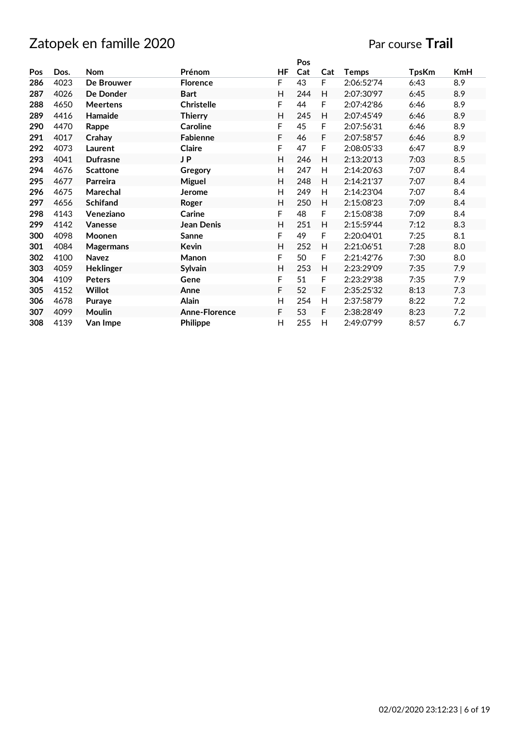# Zatopek en famille 2020

Par course **Trail**

| Pos | Dos. | Nom | Prénom | HF | Pos Cat | Cat | Temps | TpsKm | KmH |
|---|---|---|---|---|---|---|---|---|---|
| **286** | 4023 | **De Brouwer** | **Florence** | F | 43 | F | 2:06:52'74 | 6:43 | 8.9 |
| **287** | 4026 | **De Donder** | **Bart** | H | 244 | H | 2:07:30'97 | 6:45 | 8.9 |
| **288** | 4650 | **Meertens** | **Christelle** | F | 44 | F | 2:07:42'86 | 6:46 | 8.9 |
| **289** | 4416 | **Hamaide** | **Thierry** | H | 245 | H | 2:07:45'49 | 6:46 | 8.9 |
| **290** | 4470 | **Rappe** | **Caroline** | F | 45 | F | 2:07:56'31 | 6:46 | 8.9 |
| **291** | 4017 | **Crahay** | **Fabienne** | F | 46 | F | 2:07:58'57 | 6:46 | 8.9 |
| **292** | 4073 | **Laurent** | **Claire** | F | 47 | F | 2:08:05'33 | 6:47 | 8.9 |
| **293** | 4041 | **Dufrasne** | **J P** | H | 246 | H | 2:13:20'13 | 7:03 | 8.5 |
| **294** | 4676 | **Scattone** | **Gregory** | H | 247 | H | 2:14:20'63 | 7:07 | 8.4 |
| **295** | 4677 | **Parreira** | **Miguel** | H | 248 | H | 2:14:21'37 | 7:07 | 8.4 |
| **296** | 4675 | **Marechal** | **Jerome** | H | 249 | H | 2:14:23'04 | 7:07 | 8.4 |
| **297** | 4656 | **Schifand** | **Roger** | H | 250 | H | 2:15:08'23 | 7:09 | 8.4 |
| **298** | 4143 | **Veneziano** | **Carine** | F | 48 | F | 2:15:08'38 | 7:09 | 8.4 |
| **299** | 4142 | **Vanesse** | **Jean Denis** | H | 251 | H | 2:15:59'44 | 7:12 | 8.3 |
| **300** | 4098 | **Moonen** | **Sanne** | F | 49 | F | 2:20:04'01 | 7:25 | 8.1 |
| **301** | 4084 | **Magermans** | **Kevin** | H | 252 | H | 2:21:06'51 | 7:28 | 8.0 |
| **302** | 4100 | **Navez** | **Manon** | F | 50 | F | 2:21:42'76 | 7:30 | 8.0 |
| **303** | 4059 | **Heklinger** | **Sylvain** | H | 253 | H | 2:23:29'09 | 7:35 | 7.9 |
| **304** | 4109 | **Peters** | **Gene** | F | 51 | F | 2:23:29'38 | 7:35 | 7.9 |
| **305** | 4152 | **Willot** | **Anne** | F | 52 | F | 2:35:25'32 | 8:13 | 7.3 |
| **306** | 4678 | **Puraye** | **Alain** | H | 254 | H | 2:37:58'79 | 8:22 | 7.2 |
| **307** | 4099 | **Moulin** | **Anne-Florence** | F | 53 | F | 2:38:28'49 | 8:23 | 7.2 |
| **308** | 4139 | **Van Impe** | **Philippe** | H | 255 | H | 2:49:07'99 | 8:57 | 6.7 |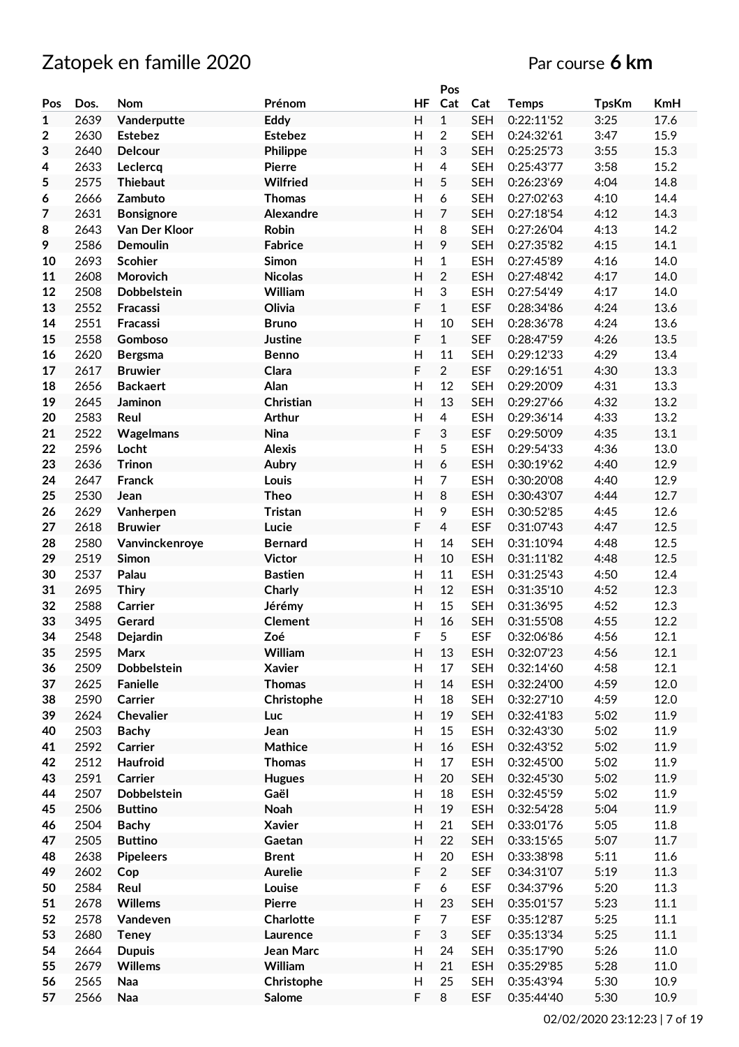# Zatopek en famille 2020

Par course **6 km**

| Pos | Dos. | Nom | Prénom | HF | Pos Cat | Cat | Temps | TpsKm | KmH |
|---|---|---|---|---|---|---|---|---|---|
| 1 | 2639 | Vanderputte | Eddy | H | 1 | SEH | 0:22:11'52 | 3:25 | 17.6 |
| 2 | 2630 | Estebez | Estebez | H | 2 | SEH | 0:24:32'61 | 3:47 | 15.9 |
| 3 | 2640 | Delcour | Philippe | H | 3 | SEH | 0:25:25'73 | 3:55 | 15.3 |
| 4 | 2633 | Leclercq | Pierre | H | 4 | SEH | 0:25:43'77 | 3:58 | 15.2 |
| 5 | 2575 | Thiebaut | Wilfried | H | 5 | SEH | 0:26:23'69 | 4:04 | 14.8 |
| 6 | 2666 | Zambuto | Thomas | H | 6 | SEH | 0:27:02'63 | 4:10 | 14.4 |
| 7 | 2631 | Bonsignore | Alexandre | H | 7 | SEH | 0:27:18'54 | 4:12 | 14.3 |
| 8 | 2643 | Van Der Kloor | Robin | H | 8 | SEH | 0:27:26'04 | 4:13 | 14.2 |
| 9 | 2586 | Demoulin | Fabrice | H | 9 | SEH | 0:27:35'82 | 4:15 | 14.1 |
| 10 | 2693 | Scohier | Simon | H | 1 | ESH | 0:27:45'89 | 4:16 | 14.0 |
| 11 | 2608 | Morovich | Nicolas | H | 2 | ESH | 0:27:48'42 | 4:17 | 14.0 |
| 12 | 2508 | Dobbelstein | William | H | 3 | ESH | 0:27:54'49 | 4:17 | 14.0 |
| 13 | 2552 | Fracassi | Olivia | F | 1 | ESF | 0:28:34'86 | 4:24 | 13.6 |
| 14 | 2551 | Fracassi | Bruno | H | 10 | SEH | 0:28:36'78 | 4:24 | 13.6 |
| 15 | 2558 | Gomboso | Justine | F | 1 | SEF | 0:28:47'59 | 4:26 | 13.5 |
| 16 | 2620 | Bergsma | Benno | H | 11 | SEH | 0:29:12'33 | 4:29 | 13.4 |
| 17 | 2617 | Bruwier | Clara | F | 2 | ESF | 0:29:16'51 | 4:30 | 13.3 |
| 18 | 2656 | Backaert | Alan | H | 12 | SEH | 0:29:20'09 | 4:31 | 13.3 |
| 19 | 2645 | Jaminon | Christian | H | 13 | SEH | 0:29:27'66 | 4:32 | 13.2 |
| 20 | 2583 | Reul | Arthur | H | 4 | ESH | 0:29:36'14 | 4:33 | 13.2 |
| 21 | 2522 | Wagelmans | Nina | F | 3 | ESF | 0:29:50'09 | 4:35 | 13.1 |
| 22 | 2596 | Locht | Alexis | H | 5 | ESH | 0:29:54'33 | 4:36 | 13.0 |
| 23 | 2636 | Trinon | Aubry | H | 6 | ESH | 0:30:19'62 | 4:40 | 12.9 |
| 24 | 2647 | Franck | Louis | H | 7 | ESH | 0:30:20'08 | 4:40 | 12.9 |
| 25 | 2530 | Jean | Theo | H | 8 | ESH | 0:30:43'07 | 4:44 | 12.7 |
| 26 | 2629 | Vanherpen | Tristan | H | 9 | ESH | 0:30:52'85 | 4:45 | 12.6 |
| 27 | 2618 | Bruwier | Lucie | F | 4 | ESF | 0:31:07'43 | 4:47 | 12.5 |
| 28 | 2580 | Vanvinckenroye | Bernard | H | 14 | SEH | 0:31:10'94 | 4:48 | 12.5 |
| 29 | 2519 | Simon | Victor | H | 10 | ESH | 0:31:11'82 | 4:48 | 12.5 |
| 30 | 2537 | Palau | Bastien | H | 11 | ESH | 0:31:25'43 | 4:50 | 12.4 |
| 31 | 2695 | Thiry | Charly | H | 12 | ESH | 0:31:35'10 | 4:52 | 12.3 |
| 32 | 2588 | Carrier | Jérémy | H | 15 | SEH | 0:31:36'95 | 4:52 | 12.3 |
| 33 | 3495 | Gerard | Clement | H | 16 | SEH | 0:31:55'08 | 4:55 | 12.2 |
| 34 | 2548 | Dejardin | Zoé | F | 5 | ESF | 0:32:06'86 | 4:56 | 12.1 |
| 35 | 2595 | Marx | William | H | 13 | ESH | 0:32:07'23 | 4:56 | 12.1 |
| 36 | 2509 | Dobbelstein | Xavier | H | 17 | SEH | 0:32:14'60 | 4:58 | 12.1 |
| 37 | 2625 | Fanielle | Thomas | H | 14 | ESH | 0:32:24'00 | 4:59 | 12.0 |
| 38 | 2590 | Carrier | Christophe | H | 18 | SEH | 0:32:27'10 | 4:59 | 12.0 |
| 39 | 2624 | Chevalier | Luc | H | 19 | SEH | 0:32:41'83 | 5:02 | 11.9 |
| 40 | 2503 | Bachy | Jean | H | 15 | ESH | 0:32:43'30 | 5:02 | 11.9 |
| 41 | 2592 | Carrier | Mathice | H | 16 | ESH | 0:32:43'52 | 5:02 | 11.9 |
| 42 | 2512 | Haufroid | Thomas | H | 17 | ESH | 0:32:45'00 | 5:02 | 11.9 |
| 43 | 2591 | Carrier | Hugues | H | 20 | SEH | 0:32:45'30 | 5:02 | 11.9 |
| 44 | 2507 | Dobbelstein | Gaël | H | 18 | ESH | 0:32:45'59 | 5:02 | 11.9 |
| 45 | 2506 | Buttino | Noah | H | 19 | ESH | 0:32:54'28 | 5:04 | 11.9 |
| 46 | 2504 | Bachy | Xavier | H | 21 | SEH | 0:33:01'76 | 5:05 | 11.8 |
| 47 | 2505 | Buttino | Gaetan | H | 22 | SEH | 0:33:15'65 | 5:07 | 11.7 |
| 48 | 2638 | Pipeleers | Brent | H | 20 | ESH | 0:33:38'98 | 5:11 | 11.6 |
| 49 | 2602 | Cop | Aurelie | F | 2 | SEF | 0:34:31'07 | 5:19 | 11.3 |
| 50 | 2584 | Reul | Louise | F | 6 | ESF | 0:34:37'96 | 5:20 | 11.3 |
| 51 | 2678 | Willems | Pierre | H | 23 | SEH | 0:35:01'57 | 5:23 | 11.1 |
| 52 | 2578 | Vandeven | Charlotte | F | 7 | ESF | 0:35:12'87 | 5:25 | 11.1 |
| 53 | 2680 | Teney | Laurence | F | 3 | SEF | 0:35:13'34 | 5:25 | 11.1 |
| 54 | 2664 | Dupuis | Jean Marc | H | 24 | SEH | 0:35:17'90 | 5:26 | 11.0 |
| 55 | 2679 | Willems | William | H | 21 | ESH | 0:35:29'85 | 5:28 | 11.0 |
| 56 | 2565 | Naa | Christophe | H | 25 | SEH | 0:35:43'94 | 5:30 | 10.9 |
| 57 | 2566 | Naa | Salome | F | 8 | ESF | 0:35:44'40 | 5:30 | 10.9 |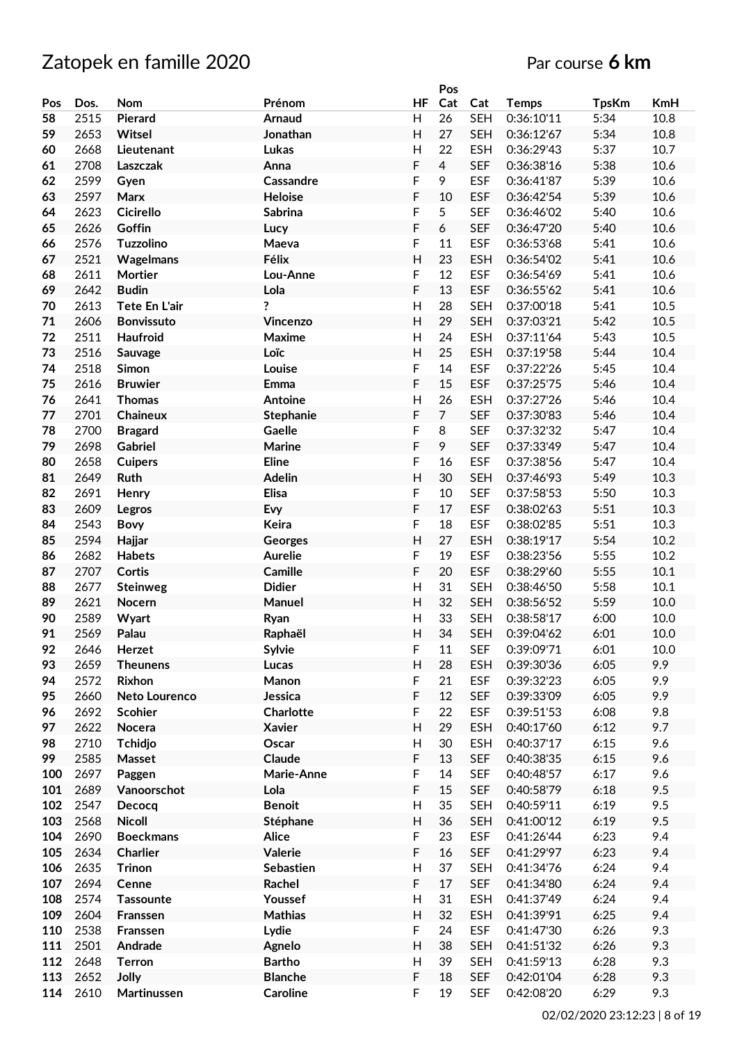# Zatopek en famille 2020

Par course **6 km**

| Pos | Dos. | Nom | Prénom | HF | Pos Cat | Cat | Temps | TpsKm | KmH |
|---|---|---|---|---|---|---|---|---|---|
| 58 | 2515 | Pierard | Arnaud | H | 26 | SEH | 0:36:10'11 | 5:34 | 10.8 |
| 59 | 2653 | Witsel | Jonathan | H | 27 | SEH | 0:36:12'67 | 5:34 | 10.8 |
| 60 | 2668 | Lieutenant | Lukas | H | 22 | ESH | 0:36:29'43 | 5:37 | 10.7 |
| 61 | 2708 | Laszczak | Anna | F | 4 | SEF | 0:36:38'16 | 5:38 | 10.6 |
| 62 | 2599 | Gyen | Cassandre | F | 9 | ESF | 0:36:41'87 | 5:39 | 10.6 |
| 63 | 2597 | Marx | Heloise | F | 10 | ESF | 0:36:42'54 | 5:39 | 10.6 |
| 64 | 2623 | Cicirello | Sabrina | F | 5 | SEF | 0:36:46'02 | 5:40 | 10.6 |
| 65 | 2626 | Goffin | Lucy | F | 6 | SEF | 0:36:47'20 | 5:40 | 10.6 |
| 66 | 2576 | Tuzzolino | Maeva | F | 11 | ESF | 0:36:53'68 | 5:41 | 10.6 |
| 67 | 2521 | Wagelmans | Félix | H | 23 | ESH | 0:36:54'02 | 5:41 | 10.6 |
| 68 | 2611 | Mortier | Lou-Anne | F | 12 | ESF | 0:36:54'69 | 5:41 | 10.6 |
| 69 | 2642 | Budin | Lola | F | 13 | ESF | 0:36:55'62 | 5:41 | 10.6 |
| 70 | 2613 | Tete En L'air | ? | H | 28 | SEH | 0:37:00'18 | 5:41 | 10.5 |
| 71 | 2606 | Bonvissuto | Vincenzo | H | 29 | SEH | 0:37:03'21 | 5:42 | 10.5 |
| 72 | 2511 | Haufroid | Maxime | H | 24 | ESH | 0:37:11'64 | 5:43 | 10.5 |
| 73 | 2516 | Sauvage | Loïc | H | 25 | ESH | 0:37:19'58 | 5:44 | 10.4 |
| 74 | 2518 | Simon | Louise | F | 14 | ESF | 0:37:22'26 | 5:45 | 10.4 |
| 75 | 2616 | Bruwier | Emma | F | 15 | ESF | 0:37:25'75 | 5:46 | 10.4 |
| 76 | 2641 | Thomas | Antoine | H | 26 | ESH | 0:37:27'26 | 5:46 | 10.4 |
| 77 | 2701 | Chaineux | Stephanie | F | 7 | SEF | 0:37:30'83 | 5:46 | 10.4 |
| 78 | 2700 | Bragard | Gaelle | F | 8 | SEF | 0:37:32'32 | 5:47 | 10.4 |
| 79 | 2698 | Gabriel | Marine | F | 9 | SEF | 0:37:33'49 | 5:47 | 10.4 |
| 80 | 2658 | Cuipers | Eline | F | 16 | ESF | 0:37:38'56 | 5:47 | 10.4 |
| 81 | 2649 | Ruth | Adelin | H | 30 | SEH | 0:37:46'93 | 5:49 | 10.3 |
| 82 | 2691 | Henry | Elisa | F | 10 | SEF | 0:37:58'53 | 5:50 | 10.3 |
| 83 | 2609 | Legros | Evy | F | 17 | ESF | 0:38:02'63 | 5:51 | 10.3 |
| 84 | 2543 | Bovy | Keira | F | 18 | ESF | 0:38:02'85 | 5:51 | 10.3 |
| 85 | 2594 | Hajjar | Georges | H | 27 | ESH | 0:38:19'17 | 5:54 | 10.2 |
| 86 | 2682 | Habets | Aurelie | F | 19 | ESF | 0:38:23'56 | 5:55 | 10.2 |
| 87 | 2707 | Cortis | Camille | F | 20 | ESF | 0:38:29'60 | 5:55 | 10.1 |
| 88 | 2677 | Steinweg | Didier | H | 31 | SEH | 0:38:46'50 | 5:58 | 10.1 |
| 89 | 2621 | Nocern | Manuel | H | 32 | SEH | 0:38:56'52 | 5:59 | 10.0 |
| 90 | 2589 | Wyart | Ryan | H | 33 | SEH | 0:38:58'17 | 6:00 | 10.0 |
| 91 | 2569 | Palau | Raphaël | H | 34 | SEH | 0:39:04'62 | 6:01 | 10.0 |
| 92 | 2646 | Herzet | Sylvie | F | 11 | SEF | 0:39:09'71 | 6:01 | 10.0 |
| 93 | 2659 | Theunens | Lucas | H | 28 | ESH | 0:39:30'36 | 6:05 | 9.9 |
| 94 | 2572 | Rixhon | Manon | F | 21 | ESF | 0:39:32'23 | 6:05 | 9.9 |
| 95 | 2660 | Neto Lourenco | Jessica | F | 12 | SEF | 0:39:33'09 | 6:05 | 9.9 |
| 96 | 2692 | Scohier | Charlotte | F | 22 | ESF | 0:39:51'53 | 6:08 | 9.8 |
| 97 | 2622 | Nocera | Xavier | H | 29 | ESH | 0:40:17'60 | 6:12 | 9.7 |
| 98 | 2710 | Tchidjo | Oscar | H | 30 | ESH | 0:40:37'17 | 6:15 | 9.6 |
| 99 | 2585 | Masset | Claude | F | 13 | SEF | 0:40:38'35 | 6:15 | 9.6 |
| 100 | 2697 | Paggen | Marie-Anne | F | 14 | SEF | 0:40:48'57 | 6:17 | 9.6 |
| 101 | 2689 | Vanoorschot | Lola | F | 15 | SEF | 0:40:58'79 | 6:18 | 9.5 |
| 102 | 2547 | Decocq | Benoit | H | 35 | SEH | 0:40:59'11 | 6:19 | 9.5 |
| 103 | 2568 | Nicoll | Stéphane | H | 36 | SEH | 0:41:00'12 | 6:19 | 9.5 |
| 104 | 2690 | Boeckmans | Alice | F | 23 | ESF | 0:41:26'44 | 6:23 | 9.4 |
| 105 | 2634 | Charlier | Valerie | F | 16 | SEF | 0:41:29'97 | 6:23 | 9.4 |
| 106 | 2635 | Trinon | Sebastien | H | 37 | SEH | 0:41:34'76 | 6:24 | 9.4 |
| 107 | 2694 | Cenne | Rachel | F | 17 | SEF | 0:41:34'80 | 6:24 | 9.4 |
| 108 | 2574 | Tassounte | Youssef | H | 31 | ESH | 0:41:37'49 | 6:24 | 9.4 |
| 109 | 2604 | Franssen | Mathias | H | 32 | ESH | 0:41:39'91 | 6:25 | 9.4 |
| 110 | 2538 | Franssen | Lydie | F | 24 | ESF | 0:41:47'30 | 6:26 | 9.3 |
| 111 | 2501 | Andrade | Agnelo | H | 38 | SEH | 0:41:51'32 | 6:26 | 9.3 |
| 112 | 2648 | Terron | Bartho | H | 39 | SEH | 0:41:59'13 | 6:28 | 9.3 |
| 113 | 2652 | Jolly | Blanche | F | 18 | SEF | 0:42:01'04 | 6:28 | 9.3 |
| 114 | 2610 | Martinussen | Caroline | F | 19 | SEF | 0:42:08'20 | 6:29 | 9.3 |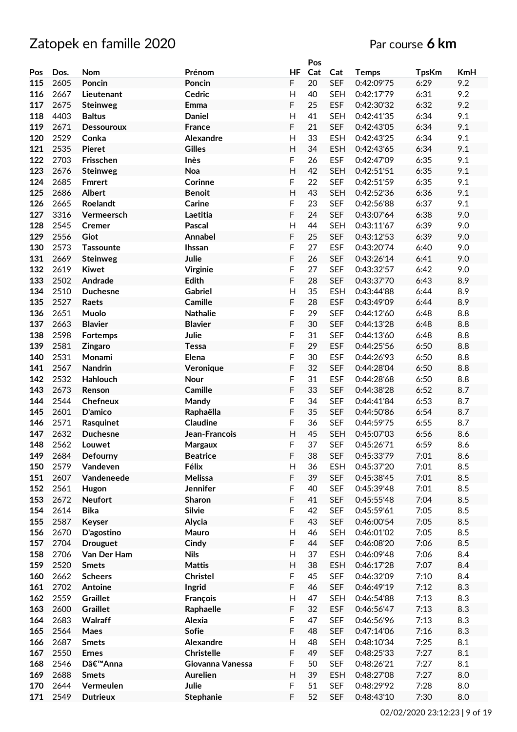# Zatopek en famille 2020

Par course **6 km**

| Pos | Dos. | Nom | Prénom | HF | Pos Cat | Cat | Temps | TpsKm | KmH |
|---|---|---|---|---|---|---|---|---|---|
| 115 | 2605 | Poncin | Poncin | F | 20 | SEF | 0:42:09'75 | 6:29 | 9.2 |
| 116 | 2667 | Lieutenant | Cedric | H | 40 | SEH | 0:42:17'79 | 6:31 | 9.2 |
| 117 | 2675 | Steinweg | Emma | F | 25 | ESF | 0:42:30'32 | 6:32 | 9.2 |
| 118 | 4403 | Baltus | Daniel | H | 41 | SEH | 0:42:41'35 | 6:34 | 9.1 |
| 119 | 2671 | Dessouroux | France | F | 21 | SEF | 0:42:43'05 | 6:34 | 9.1 |
| 120 | 2529 | Conka | Alexandre | H | 33 | ESH | 0:42:43'25 | 6:34 | 9.1 |
| 121 | 2535 | Pieret | Gilles | H | 34 | ESH | 0:42:43'65 | 6:34 | 9.1 |
| 122 | 2703 | Frisschen | Inès | F | 26 | ESF | 0:42:47'09 | 6:35 | 9.1 |
| 123 | 2676 | Steinweg | Noa | H | 42 | SEH | 0:42:51'51 | 6:35 | 9.1 |
| 124 | 2685 | Fmrert | Corinne | F | 22 | SEF | 0:42:51'59 | 6:35 | 9.1 |
| 125 | 2686 | Albert | Benoit | H | 43 | SEH | 0:42:52'36 | 6:36 | 9.1 |
| 126 | 2665 | Roelandt | Carine | F | 23 | SEF | 0:42:56'88 | 6:37 | 9.1 |
| 127 | 3316 | Vermeersch | Laetitia | F | 24 | SEF | 0:43:07'64 | 6:38 | 9.0 |
| 128 | 2545 | Cremer | Pascal | H | 44 | SEH | 0:43:11'67 | 6:39 | 9.0 |
| 129 | 2556 | Giot | Annabel | F | 25 | SEF | 0:43:12'53 | 6:39 | 9.0 |
| 130 | 2573 | Tassounte | Ihssan | F | 27 | ESF | 0:43:20'74 | 6:40 | 9.0 |
| 131 | 2669 | Steinweg | Julie | F | 26 | SEF | 0:43:26'14 | 6:41 | 9.0 |
| 132 | 2619 | Kiwet | Virginie | F | 27 | SEF | 0:43:32'57 | 6:42 | 9.0 |
| 133 | 2502 | Andrade | Edith | F | 28 | SEF | 0:43:37'70 | 6:43 | 8.9 |
| 134 | 2510 | Duchesne | Gabriel | H | 35 | ESH | 0:43:44'88 | 6:44 | 8.9 |
| 135 | 2527 | Raets | Camille | F | 28 | ESF | 0:43:49'09 | 6:44 | 8.9 |
| 136 | 2651 | Muolo | Nathalie | F | 29 | SEF | 0:44:12'60 | 6:48 | 8.8 |
| 137 | 2663 | Blavier | Blavier | F | 30 | SEF | 0:44:13'28 | 6:48 | 8.8 |
| 138 | 2598 | Fortemps | Julie | F | 31 | SEF | 0:44:13'60 | 6:48 | 8.8 |
| 139 | 2581 | Zingaro | Tessa | F | 29 | ESF | 0:44:25'56 | 6:50 | 8.8 |
| 140 | 2531 | Monami | Elena | F | 30 | ESF | 0:44:26'93 | 6:50 | 8.8 |
| 141 | 2567 | Nandrin | Veronique | F | 32 | SEF | 0:44:28'04 | 6:50 | 8.8 |
| 142 | 2532 | Hahlouch | Nour | F | 31 | ESF | 0:44:28'68 | 6:50 | 8.8 |
| 143 | 2673 | Renson | Camille | F | 33 | SEF | 0:44:38'28 | 6:52 | 8.7 |
| 144 | 2544 | Chefneux | Mandy | F | 34 | SEF | 0:44:41'84 | 6:53 | 8.7 |
| 145 | 2601 | D'amico | Raphaëlla | F | 35 | SEF | 0:44:50'86 | 6:54 | 8.7 |
| 146 | 2571 | Rasquinet | Claudine | F | 36 | SEF | 0:44:59'75 | 6:55 | 8.7 |
| 147 | 2632 | Duchesne | Jean-Francois | H | 45 | SEH | 0:45:07'03 | 6:56 | 8.6 |
| 148 | 2562 | Louwet | Margaux | F | 37 | SEF | 0:45:26'71 | 6:59 | 8.6 |
| 149 | 2684 | Defourny | Beatrice | F | 38 | SEF | 0:45:33'79 | 7:01 | 8.6 |
| 150 | 2579 | Vandeven | Félix | H | 36 | ESH | 0:45:37'20 | 7:01 | 8.5 |
| 151 | 2607 | Vandeneede | Melissa | F | 39 | SEF | 0:45:38'45 | 7:01 | 8.5 |
| 152 | 2561 | Hugon | Jennifer | F | 40 | SEF | 0:45:39'48 | 7:01 | 8.5 |
| 153 | 2672 | Neufort | Sharon | F | 41 | SEF | 0:45:55'48 | 7:04 | 8.5 |
| 154 | 2614 | Bika | Silvie | F | 42 | SEF | 0:45:59'61 | 7:05 | 8.5 |
| 155 | 2587 | Keyser | Alycia | F | 43 | SEF | 0:46:00'54 | 7:05 | 8.5 |
| 156 | 2670 | D'agostino | Mauro | H | 46 | SEH | 0:46:01'02 | 7:05 | 8.5 |
| 157 | 2704 | Drouguet | Cindy | F | 44 | SEF | 0:46:08'20 | 7:06 | 8.5 |
| 158 | 2706 | Van Der Ham | Nils | H | 37 | ESH | 0:46:09'48 | 7:06 | 8.4 |
| 159 | 2520 | Smets | Mattis | H | 38 | ESH | 0:46:17'28 | 7:07 | 8.4 |
| 160 | 2662 | Scheers | Christel | F | 45 | SEF | 0:46:32'09 | 7:10 | 8.4 |
| 161 | 2702 | Antoine | Ingrid | F | 46 | SEF | 0:46:49'19 | 7:12 | 8.3 |
| 162 | 2559 | Graillet | François | H | 47 | SEH | 0:46:54'88 | 7:13 | 8.3 |
| 163 | 2600 | Graillet | Raphaelle | F | 32 | ESF | 0:46:56'47 | 7:13 | 8.3 |
| 164 | 2683 | Walraff | Alexia | F | 47 | SEF | 0:46:56'96 | 7:13 | 8.3 |
| 165 | 2564 | Maes | Sofie | F | 48 | SEF | 0:47:14'06 | 7:16 | 8.3 |
| 166 | 2687 | Smets | Alexandre | H | 48 | SEH | 0:48:10'34 | 7:25 | 8.1 |
| 167 | 2550 | Ernes | Christelle | F | 49 | SEF | 0:48:25'33 | 7:27 | 8.1 |
| 168 | 2546 | Dâ€™Anna | Giovanna Vanessa | F | 50 | SEF | 0:48:26'21 | 7:27 | 8.1 |
| 169 | 2688 | Smets | Aurelien | H | 39 | ESH | 0:48:27'08 | 7:27 | 8.0 |
| 170 | 2644 | Vermeulen | Julie | F | 51 | SEF | 0:48:29'92 | 7:28 | 8.0 |
| 171 | 2549 | Dutrieux | Stephanie | F | 52 | SEF | 0:48:43'10 | 7:30 | 8.0 |

02/02/2020 23:12:23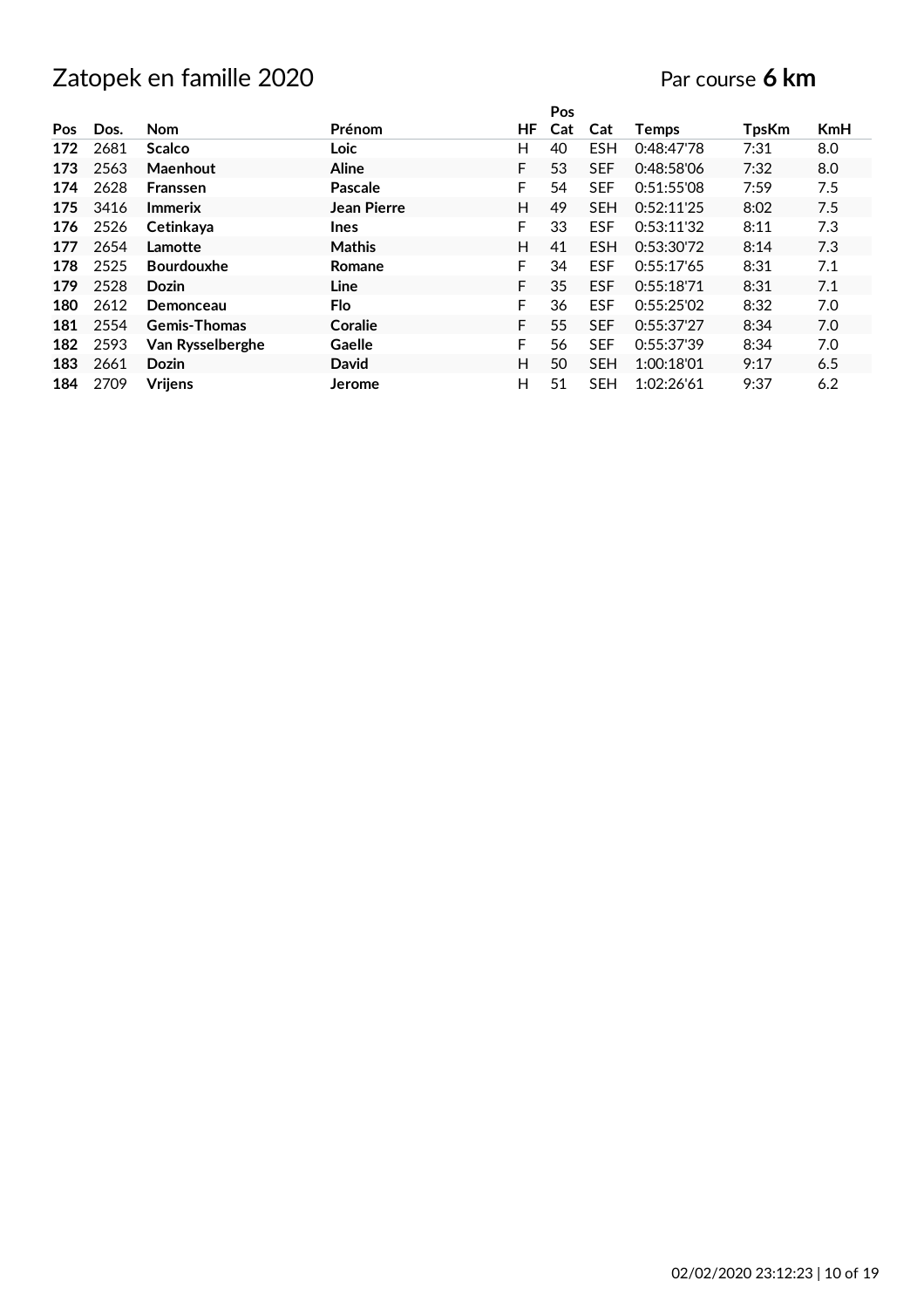# Zatopek en famille 2020

Par course **6 km**

| Pos | Dos. | Nom | Prénom | HF | Pos Cat | Cat | Temps | TpsKm | KmH |
|---|---|---|---|---|---|---|---|---|---|
| **172** | 2681 | **Scalco** | **Loic** | H | 40 | ESH | 0:48:47'78 | 7:31 | 8.0 |
| **173** | 2563 | **Maenhout** | **Aline** | F | 53 | SEF | 0:48:58'06 | 7:32 | 8.0 |
| **174** | 2628 | **Franssen** | **Pascale** | F | 54 | SEF | 0:51:55'08 | 7:59 | 7.5 |
| **175** | 3416 | **Immerix** | **Jean Pierre** | H | 49 | SEH | 0:52:11'25 | 8:02 | 7.5 |
| **176** | 2526 | **Cetinkaya** | **Ines** | F | 33 | ESF | 0:53:11'32 | 8:11 | 7.3 |
| **177** | 2654 | **Lamotte** | **Mathis** | H | 41 | ESH | 0:53:30'72 | 8:14 | 7.3 |
| **178** | 2525 | **Bourdouxhe** | **Romane** | F | 34 | ESF | 0:55:17'65 | 8:31 | 7.1 |
| **179** | 2528 | **Dozin** | **Line** | F | 35 | ESF | 0:55:18'71 | 8:31 | 7.1 |
| **180** | 2612 | **Demonceau** | **Flo** | F | 36 | ESF | 0:55:25'02 | 8:32 | 7.0 |
| **181** | 2554 | **Gemis-Thomas** | **Coralie** | F | 55 | SEF | 0:55:37'27 | 8:34 | 7.0 |
| **182** | 2593 | **Van Rysselberghe** | **Gaelle** | F | 56 | SEF | 0:55:37'39 | 8:34 | 7.0 |
| **183** | 2661 | **Dozin** | **David** | H | 50 | SEH | 1:00:18'01 | 9:17 | 6.5 |
| **184** | 2709 | **Vrijens** | **Jerome** | H | 51 | SEH | 1:02:26'61 | 9:37 | 6.2 |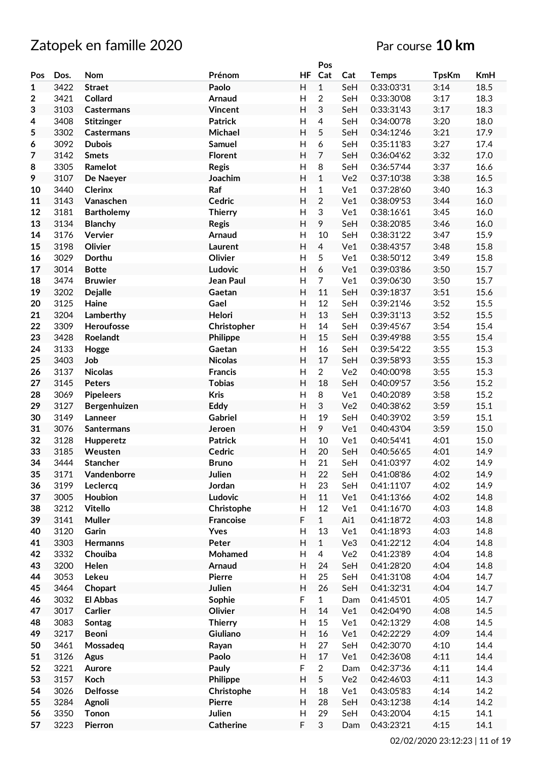# Zatopek en famille 2020

Par course **10 km**

| Pos | Dos. | Nom | Prénom | HF | Pos Cat | Cat | Temps | TpsKm | KmH |
|---|---|---|---|---|---|---|---|---|---|
| 1 | 3422 | **Straet** | **Paolo** | H | 1 | SeH | 0:33:03'31 | 3:14 | 18.5 |
| 2 | 3421 | **Collard** | **Arnaud** | H | 2 | SeH | 0:33:30'08 | 3:17 | 18.3 |
| 3 | 3103 | **Castermans** | **Vincent** | H | 3 | SeH | 0:33:31'43 | 3:17 | 18.3 |
| 4 | 3408 | **Stitzinger** | **Patrick** | H | 4 | SeH | 0:34:00'78 | 3:20 | 18.0 |
| 5 | 3302 | **Castermans** | **Michael** | H | 5 | SeH | 0:34:12'46 | 3:21 | 17.9 |
| 6 | 3092 | **Dubois** | **Samuel** | H | 6 | SeH | 0:35:11'83 | 3:27 | 17.4 |
| 7 | 3142 | **Smets** | **Florent** | H | 7 | SeH | 0:36:04'62 | 3:32 | 17.0 |
| 8 | 3305 | **Ramelot** | **Regis** | H | 8 | SeH | 0:36:57'44 | 3:37 | 16.6 |
| 9 | 3107 | **De Naeyer** | **Joachim** | H | 1 | Ve2 | 0:37:10'38 | 3:38 | 16.5 |
| 10 | 3440 | **Clerinx** | **Raf** | H | 1 | Ve1 | 0:37:28'60 | 3:40 | 16.3 |
| 11 | 3143 | **Vanaschen** | **Cedric** | H | 2 | Ve1 | 0:38:09'53 | 3:44 | 16.0 |
| 12 | 3181 | **Bartholemy** | **Thierry** | H | 3 | Ve1 | 0:38:16'61 | 3:45 | 16.0 |
| 13 | 3134 | **Blanchy** | **Regis** | H | 9 | SeH | 0:38:20'85 | 3:46 | 16.0 |
| 14 | 3176 | **Vervier** | **Arnaud** | H | 10 | SeH | 0:38:31'22 | 3:47 | 15.9 |
| 15 | 3198 | **Olivier** | **Laurent** | H | 4 | Ve1 | 0:38:43'57 | 3:48 | 15.8 |
| 16 | 3029 | **Dorthu** | **Olivier** | H | 5 | Ve1 | 0:38:50'12 | 3:49 | 15.8 |
| 17 | 3014 | **Botte** | **Ludovic** | H | 6 | Ve1 | 0:39:03'86 | 3:50 | 15.7 |
| 18 | 3474 | **Bruwier** | **Jean Paul** | H | 7 | Ve1 | 0:39:06'30 | 3:50 | 15.7 |
| 19 | 3202 | **Dejalle** | **Gaetan** | H | 11 | SeH | 0:39:18'37 | 3:51 | 15.6 |
| 20 | 3125 | **Haine** | **Gael** | H | 12 | SeH | 0:39:21'46 | 3:52 | 15.5 |
| 21 | 3204 | **Lamberthy** | **Helori** | H | 13 | SeH | 0:39:31'13 | 3:52 | 15.5 |
| 22 | 3309 | **Heroufosse** | **Christopher** | H | 14 | SeH | 0:39:45'67 | 3:54 | 15.4 |
| 23 | 3428 | **Roelandt** | **Philippe** | H | 15 | SeH | 0:39:49'88 | 3:55 | 15.4 |
| 24 | 3133 | **Hogge** | **Gaetan** | H | 16 | SeH | 0:39:54'22 | 3:55 | 15.3 |
| 25 | 3403 | **Job** | **Nicolas** | H | 17 | SeH | 0:39:58'93 | 3:55 | 15.3 |
| 26 | 3137 | **Nicolas** | **Francis** | H | 2 | Ve2 | 0:40:00'98 | 3:55 | 15.3 |
| 27 | 3145 | **Peters** | **Tobias** | H | 18 | SeH | 0:40:09'57 | 3:56 | 15.2 |
| 28 | 3069 | **Pipeleers** | **Kris** | H | 8 | Ve1 | 0:40:20'89 | 3:58 | 15.2 |
| 29 | 3127 | **Bergenhuizen** | **Eddy** | H | 3 | Ve2 | 0:40:38'62 | 3:59 | 15.1 |
| 30 | 3149 | **Lanneer** | **Gabriel** | H | 19 | SeH | 0:40:39'02 | 3:59 | 15.1 |
| 31 | 3076 | **Santermans** | **Jeroen** | H | 9 | Ve1 | 0:40:43'04 | 3:59 | 15.0 |
| 32 | 3128 | **Hupperetz** | **Patrick** | H | 10 | Ve1 | 0:40:54'41 | 4:01 | 15.0 |
| 33 | 3185 | **Weusten** | **Cedric** | H | 20 | SeH | 0:40:56'65 | 4:01 | 14.9 |
| 34 | 3444 | **Stancher** | **Bruno** | H | 21 | SeH | 0:41:03'97 | 4:02 | 14.9 |
| 35 | 3171 | **Vandenborre** | **Julien** | H | 22 | SeH | 0:41:08'86 | 4:02 | 14.9 |
| 36 | 3199 | **Leclercq** | **Jordan** | H | 23 | SeH | 0:41:11'07 | 4:02 | 14.9 |
| 37 | 3005 | **Houbion** | **Ludovic** | H | 11 | Ve1 | 0:41:13'66 | 4:02 | 14.8 |
| 38 | 3212 | **Vitello** | **Christophe** | H | 12 | Ve1 | 0:41:16'70 | 4:03 | 14.8 |
| 39 | 3141 | **Muller** | **Francoise** | F | 1 | Ai1 | 0:41:18'72 | 4:03 | 14.8 |
| 40 | 3120 | **Garin** | **Yves** | H | 13 | Ve1 | 0:41:18'93 | 4:03 | 14.8 |
| 41 | 3303 | **Hermanns** | **Peter** | H | 1 | Ve3 | 0:41:22'12 | 4:04 | 14.8 |
| 42 | 3332 | **Chouiba** | **Mohamed** | H | 4 | Ve2 | 0:41:23'89 | 4:04 | 14.8 |
| 43 | 3200 | **Helen** | **Arnaud** | H | 24 | SeH | 0:41:28'20 | 4:04 | 14.8 |
| 44 | 3053 | **Lekeu** | **Pierre** | H | 25 | SeH | 0:41:31'08 | 4:04 | 14.7 |
| 45 | 3464 | **Chopart** | **Julien** | H | 26 | SeH | 0:41:32'31 | 4:04 | 14.7 |
| 46 | 3032 | **El Abbas** | **Sophie** | F | 1 | Dam | 0:41:45'01 | 4:05 | 14.7 |
| 47 | 3017 | **Carlier** | **Olivier** | H | 14 | Ve1 | 0:42:04'90 | 4:08 | 14.5 |
| 48 | 3083 | **Sontag** | **Thierry** | H | 15 | Ve1 | 0:42:13'29 | 4:08 | 14.5 |
| 49 | 3217 | **Beoni** | **Giuliano** | H | 16 | Ve1 | 0:42:22'29 | 4:09 | 14.4 |
| 50 | 3461 | **Mossadeq** | **Rayan** | H | 27 | SeH | 0:42:30'70 | 4:10 | 14.4 |
| 51 | 3126 | **Agus** | **Paolo** | H | 17 | Ve1 | 0:42:36'08 | 4:11 | 14.4 |
| 52 | 3221 | **Aurore** | **Pauly** | F | 2 | Dam | 0:42:37'36 | 4:11 | 14.4 |
| 53 | 3157 | **Koch** | **Philippe** | H | 5 | Ve2 | 0:42:46'03 | 4:11 | 14.3 |
| 54 | 3026 | **Delfosse** | **Christophe** | H | 18 | Ve1 | 0:43:05'83 | 4:14 | 14.2 |
| 55 | 3284 | **Agnoli** | **Pierre** | H | 28 | SeH | 0:43:12'38 | 4:14 | 14.2 |
| 56 | 3350 | **Tonon** | **Julien** | H | 29 | SeH | 0:43:20'04 | 4:15 | 14.1 |
| 57 | 3223 | **Pierron** | **Catherine** | F | 3 | Dam | 0:43:23'21 | 4:15 | 14.1 |

02/02/2020 23:12:23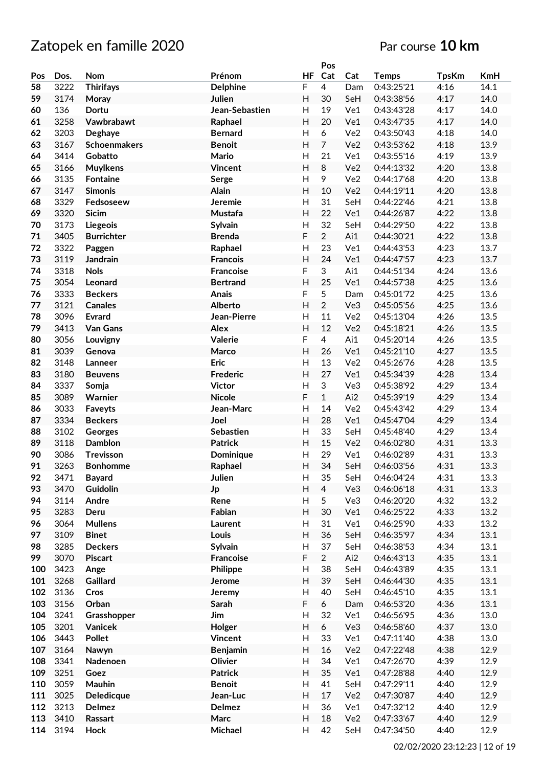# Zatopek en famille 2020

Par course **10 km**

| Pos | Dos. | Nom | Prénom | HF | Pos Cat | Cat | Temps | TpsKm | KmH |
|---|---|---|---|---|---|---|---|---|---|
| 58 | 3222 | **Thirifays** | **Delphine** | F | 4 | Dam | 0:43:25'21 | 4:16 | 14.1 |
| 59 | 3174 | **Moray** | **Julien** | H | 30 | SeH | 0:43:38'56 | 4:17 | 14.0 |
| 60 | 136 | **Dortu** | **Jean-Sebastien** | H | 19 | Ve1 | 0:43:43'28 | 4:17 | 14.0 |
| 61 | 3258 | **Vawbrabawt** | **Raphael** | H | 20 | Ve1 | 0:43:47'35 | 4:17 | 14.0 |
| 62 | 3203 | **Deghaye** | **Bernard** | H | 6 | Ve2 | 0:43:50'43 | 4:18 | 14.0 |
| 63 | 3167 | **Schoenmakers** | **Benoit** | H | 7 | Ve2 | 0:43:53'62 | 4:18 | 13.9 |
| 64 | 3414 | **Gobatto** | **Mario** | H | 21 | Ve1 | 0:43:55'16 | 4:19 | 13.9 |
| 65 | 3166 | **Muylkens** | **Vincent** | H | 8 | Ve2 | 0:44:13'32 | 4:20 | 13.8 |
| 66 | 3135 | **Fontaine** | **Serge** | H | 9 | Ve2 | 0:44:17'68 | 4:20 | 13.8 |
| 67 | 3147 | **Simonis** | **Alain** | H | 10 | Ve2 | 0:44:19'11 | 4:20 | 13.8 |
| 68 | 3329 | **Fedsoseew** | **Jeremie** | H | 31 | SeH | 0:44:22'46 | 4:21 | 13.8 |
| 69 | 3320 | **Sicim** | **Mustafa** | H | 22 | Ve1 | 0:44:26'87 | 4:22 | 13.8 |
| 70 | 3173 | **Liegeois** | **Sylvain** | H | 32 | SeH | 0:44:29'50 | 4:22 | 13.8 |
| 71 | 3405 | **Burrichter** | **Brenda** | F | 2 | Ai1 | 0:44:30'21 | 4:22 | 13.8 |
| 72 | 3322 | **Paggen** | **Raphael** | H | 23 | Ve1 | 0:44:43'53 | 4:23 | 13.7 |
| 73 | 3119 | **Jandrain** | **Francois** | H | 24 | Ve1 | 0:44:47'57 | 4:23 | 13.7 |
| 74 | 3318 | **Nols** | **Francoise** | F | 3 | Ai1 | 0:44:51'34 | 4:24 | 13.6 |
| 75 | 3054 | **Leonard** | **Bertrand** | H | 25 | Ve1 | 0:44:57'38 | 4:25 | 13.6 |
| 76 | 3333 | **Beckers** | **Anais** | F | 5 | Dam | 0:45:01'72 | 4:25 | 13.6 |
| 77 | 3121 | **Canales** | **Alberto** | H | 2 | Ve3 | 0:45:05'56 | 4:25 | 13.6 |
| 78 | 3096 | **Evrard** | **Jean-Pierre** | H | 11 | Ve2 | 0:45:13'04 | 4:26 | 13.5 |
| 79 | 3413 | **Van Gans** | **Alex** | H | 12 | Ve2 | 0:45:18'21 | 4:26 | 13.5 |
| 80 | 3056 | **Louvigny** | **Valerie** | F | 4 | Ai1 | 0:45:20'14 | 4:26 | 13.5 |
| 81 | 3039 | **Genova** | **Marco** | H | 26 | Ve1 | 0:45:21'10 | 4:27 | 13.5 |
| 82 | 3148 | **Lanneer** | **Eric** | H | 13 | Ve2 | 0:45:26'76 | 4:28 | 13.5 |
| 83 | 3180 | **Beuvens** | **Frederic** | H | 27 | Ve1 | 0:45:34'39 | 4:28 | 13.4 |
| 84 | 3337 | **Somja** | **Victor** | H | 3 | Ve3 | 0:45:38'92 | 4:29 | 13.4 |
| 85 | 3089 | **Warnier** | **Nicole** | F | 1 | Ai2 | 0:45:39'19 | 4:29 | 13.4 |
| 86 | 3033 | **Faveyts** | **Jean-Marc** | H | 14 | Ve2 | 0:45:43'42 | 4:29 | 13.4 |
| 87 | 3334 | **Beckers** | **Joel** | H | 28 | Ve1 | 0:45:47'04 | 4:29 | 13.4 |
| 88 | 3102 | **Georges** | **Sebastien** | H | 33 | SeH | 0:45:48'40 | 4:29 | 13.4 |
| 89 | 3118 | **Damblon** | **Patrick** | H | 15 | Ve2 | 0:46:02'80 | 4:31 | 13.3 |
| 90 | 3086 | **Trevisson** | **Dominique** | H | 29 | Ve1 | 0:46:02'89 | 4:31 | 13.3 |
| 91 | 3263 | **Bonhomme** | **Raphael** | H | 34 | SeH | 0:46:03'56 | 4:31 | 13.3 |
| 92 | 3471 | **Bayard** | **Julien** | H | 35 | SeH | 0:46:04'24 | 4:31 | 13.3 |
| 93 | 3470 | **Guidolin** | **Jp** | H | 4 | Ve3 | 0:46:06'18 | 4:31 | 13.3 |
| 94 | 3114 | **Andre** | **Rene** | H | 5 | Ve3 | 0:46:20'20 | 4:32 | 13.2 |
| 95 | 3283 | **Deru** | **Fabian** | H | 30 | Ve1 | 0:46:25'22 | 4:33 | 13.2 |
| 96 | 3064 | **Mullens** | **Laurent** | H | 31 | Ve1 | 0:46:25'90 | 4:33 | 13.2 |
| 97 | 3109 | **Binet** | **Louis** | H | 36 | SeH | 0:46:35'97 | 4:34 | 13.1 |
| 98 | 3285 | **Deckers** | **Sylvain** | H | 37 | SeH | 0:46:38'53 | 4:34 | 13.1 |
| 99 | 3070 | **Piscart** | **Francoise** | F | 2 | Ai2 | 0:46:43'13 | 4:35 | 13.1 |
| 100 | 3423 | **Ange** | **Philippe** | H | 38 | SeH | 0:46:43'89 | 4:35 | 13.1 |
| 101 | 3268 | **Gaillard** | **Jerome** | H | 39 | SeH | 0:46:44'30 | 4:35 | 13.1 |
| 102 | 3136 | **Cros** | **Jeremy** | H | 40 | SeH | 0:46:45'10 | 4:35 | 13.1 |
| 103 | 3156 | **Orban** | **Sarah** | F | 6 | Dam | 0:46:53'20 | 4:36 | 13.1 |
| 104 | 3241 | **Grasshopper** | **Jim** | H | 32 | Ve1 | 0:46:56'95 | 4:36 | 13.0 |
| 105 | 3201 | **Vanicek** | **Holger** | H | 6 | Ve3 | 0:46:58'60 | 4:37 | 13.0 |
| 106 | 3443 | **Pollet** | **Vincent** | H | 33 | Ve1 | 0:47:11'40 | 4:38 | 13.0 |
| 107 | 3164 | **Nawyn** | **Benjamin** | H | 16 | Ve2 | 0:47:22'48 | 4:38 | 12.9 |
| 108 | 3341 | **Nadenoen** | **Olivier** | H | 34 | Ve1 | 0:47:26'70 | 4:39 | 12.9 |
| 109 | 3251 | **Goez** | **Patrick** | H | 35 | Ve1 | 0:47:28'88 | 4:40 | 12.9 |
| 110 | 3059 | **Mauhin** | **Benoit** | H | 41 | SeH | 0:47:29'11 | 4:40 | 12.9 |
| 111 | 3025 | **Deledicque** | **Jean-Luc** | H | 17 | Ve2 | 0:47:30'87 | 4:40 | 12.9 |
| 112 | 3213 | **Delmez** | **Delmez** | H | 36 | Ve1 | 0:47:32'12 | 4:40 | 12.9 |
| 113 | 3410 | **Rassart** | **Marc** | H | 18 | Ve2 | 0:47:33'67 | 4:40 | 12.9 |
| 114 | 3194 | **Hock** | **Michael** | H | 42 | SeH | 0:47:34'50 | 4:40 | 12.9 |

02/02/2020 23:12:23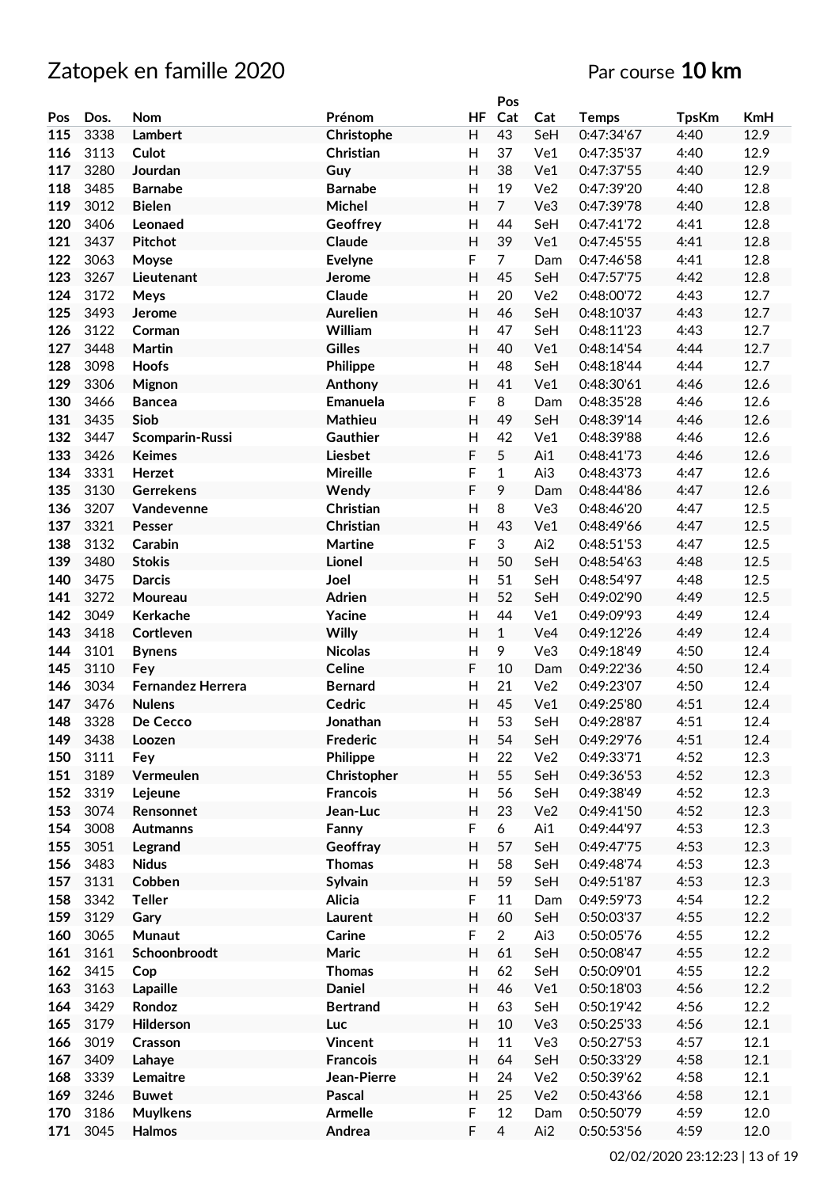# Zatopek en famille 2020

Par course **10 km**

| Pos | Dos. | Nom | Prénom | HF | Pos Cat | Cat | Temps | TpsKm | KmH |
|---|---|---|---|---|---|---|---|---|---|
| 115 | 3338 | Lambert | Christophe | H | 43 | SeH | 0:47:34'67 | 4:40 | 12.9 |
| 116 | 3113 | Culot | Christian | H | 37 | Ve1 | 0:47:35'37 | 4:40 | 12.9 |
| 117 | 3280 | Jourdan | Guy | H | 38 | Ve1 | 0:47:37'55 | 4:40 | 12.9 |
| 118 | 3485 | Barnabe | Barnabe | H | 19 | Ve2 | 0:47:39'20 | 4:40 | 12.8 |
| 119 | 3012 | Bielen | Michel | H | 7 | Ve3 | 0:47:39'78 | 4:40 | 12.8 |
| 120 | 3406 | Leonaed | Geoffrey | H | 44 | SeH | 0:47:41'72 | 4:41 | 12.8 |
| 121 | 3437 | Pitchot | Claude | H | 39 | Ve1 | 0:47:45'55 | 4:41 | 12.8 |
| 122 | 3063 | Moyse | Evelyne | F | 7 | Dam | 0:47:46'58 | 4:41 | 12.8 |
| 123 | 3267 | Lieutenant | Jerome | H | 45 | SeH | 0:47:57'75 | 4:42 | 12.8 |
| 124 | 3172 | Meys | Claude | H | 20 | Ve2 | 0:48:00'72 | 4:43 | 12.7 |
| 125 | 3493 | Jerome | Aurelien | H | 46 | SeH | 0:48:10'37 | 4:43 | 12.7 |
| 126 | 3122 | Corman | William | H | 47 | SeH | 0:48:11'23 | 4:43 | 12.7 |
| 127 | 3448 | Martin | Gilles | H | 40 | Ve1 | 0:48:14'54 | 4:44 | 12.7 |
| 128 | 3098 | Hoofs | Philippe | H | 48 | SeH | 0:48:18'44 | 4:44 | 12.7 |
| 129 | 3306 | Mignon | Anthony | H | 41 | Ve1 | 0:48:30'61 | 4:46 | 12.6 |
| 130 | 3466 | Bancea | Emanuela | F | 8 | Dam | 0:48:35'28 | 4:46 | 12.6 |
| 131 | 3435 | Siob | Mathieu | H | 49 | SeH | 0:48:39'14 | 4:46 | 12.6 |
| 132 | 3447 | Scomparin-Russi | Gauthier | H | 42 | Ve1 | 0:48:39'88 | 4:46 | 12.6 |
| 133 | 3426 | Keimes | Liesbet | F | 5 | Ai1 | 0:48:41'73 | 4:46 | 12.6 |
| 134 | 3331 | Herzet | Mireille | F | 1 | Ai3 | 0:48:43'73 | 4:47 | 12.6 |
| 135 | 3130 | Gerrekens | Wendy | F | 9 | Dam | 0:48:44'86 | 4:47 | 12.6 |
| 136 | 3207 | Vandevenne | Christian | H | 8 | Ve3 | 0:48:46'20 | 4:47 | 12.5 |
| 137 | 3321 | Pesser | Christian | H | 43 | Ve1 | 0:48:49'66 | 4:47 | 12.5 |
| 138 | 3132 | Carabin | Martine | F | 3 | Ai2 | 0:48:51'53 | 4:47 | 12.5 |
| 139 | 3480 | Stokis | Lionel | H | 50 | SeH | 0:48:54'63 | 4:48 | 12.5 |
| 140 | 3475 | Darcis | Joel | H | 51 | SeH | 0:48:54'97 | 4:48 | 12.5 |
| 141 | 3272 | Moureau | Adrien | H | 52 | SeH | 0:49:02'90 | 4:49 | 12.5 |
| 142 | 3049 | Kerkache | Yacine | H | 44 | Ve1 | 0:49:09'93 | 4:49 | 12.4 |
| 143 | 3418 | Cortleven | Willy | H | 1 | Ve4 | 0:49:12'26 | 4:49 | 12.4 |
| 144 | 3101 | Bynens | Nicolas | H | 9 | Ve3 | 0:49:18'49 | 4:50 | 12.4 |
| 145 | 3110 | Fey | Celine | F | 10 | Dam | 0:49:22'36 | 4:50 | 12.4 |
| 146 | 3034 | Fernandez Herrera | Bernard | H | 21 | Ve2 | 0:49:23'07 | 4:50 | 12.4 |
| 147 | 3476 | Nulens | Cedric | H | 45 | Ve1 | 0:49:25'80 | 4:51 | 12.4 |
| 148 | 3328 | De Cecco | Jonathan | H | 53 | SeH | 0:49:28'87 | 4:51 | 12.4 |
| 149 | 3438 | Loozen | Frederic | H | 54 | SeH | 0:49:29'76 | 4:51 | 12.4 |
| 150 | 3111 | Fey | Philippe | H | 22 | Ve2 | 0:49:33'71 | 4:52 | 12.3 |
| 151 | 3189 | Vermeulen | Christopher | H | 55 | SeH | 0:49:36'53 | 4:52 | 12.3 |
| 152 | 3319 | Lejeune | Francois | H | 56 | SeH | 0:49:38'49 | 4:52 | 12.3 |
| 153 | 3074 | Rensonnet | Jean-Luc | H | 23 | Ve2 | 0:49:41'50 | 4:52 | 12.3 |
| 154 | 3008 | Autmanns | Fanny | F | 6 | Ai1 | 0:49:44'97 | 4:53 | 12.3 |
| 155 | 3051 | Legrand | Geoffray | H | 57 | SeH | 0:49:47'75 | 4:53 | 12.3 |
| 156 | 3483 | Nidus | Thomas | H | 58 | SeH | 0:49:48'74 | 4:53 | 12.3 |
| 157 | 3131 | Cobben | Sylvain | H | 59 | SeH | 0:49:51'87 | 4:53 | 12.3 |
| 158 | 3342 | Teller | Alicia | F | 11 | Dam | 0:49:59'73 | 4:54 | 12.2 |
| 159 | 3129 | Gary | Laurent | H | 60 | SeH | 0:50:03'37 | 4:55 | 12.2 |
| 160 | 3065 | Munaut | Carine | F | 2 | Ai3 | 0:50:05'76 | 4:55 | 12.2 |
| 161 | 3161 | Schoonbroodt | Maric | H | 61 | SeH | 0:50:08'47 | 4:55 | 12.2 |
| 162 | 3415 | Cop | Thomas | H | 62 | SeH | 0:50:09'01 | 4:55 | 12.2 |
| 163 | 3163 | Lapaille | Daniel | H | 46 | Ve1 | 0:50:18'03 | 4:56 | 12.2 |
| 164 | 3429 | Rondoz | Bertrand | H | 63 | SeH | 0:50:19'42 | 4:56 | 12.2 |
| 165 | 3179 | Hilderson | Luc | H | 10 | Ve3 | 0:50:25'33 | 4:56 | 12.1 |
| 166 | 3019 | Crasson | Vincent | H | 11 | Ve3 | 0:50:27'53 | 4:57 | 12.1 |
| 167 | 3409 | Lahaye | Francois | H | 64 | SeH | 0:50:33'29 | 4:58 | 12.1 |
| 168 | 3339 | Lemaitre | Jean-Pierre | H | 24 | Ve2 | 0:50:39'62 | 4:58 | 12.1 |
| 169 | 3246 | Buwet | Pascal | H | 25 | Ve2 | 0:50:43'66 | 4:58 | 12.1 |
| 170 | 3186 | Muylkens | Armelle | F | 12 | Dam | 0:50:50'79 | 4:59 | 12.0 |
| 171 | 3045 | Halmos | Andrea | F | 4 | Ai2 | 0:50:53'56 | 4:59 | 12.0 |

02/02/2020 23:12:23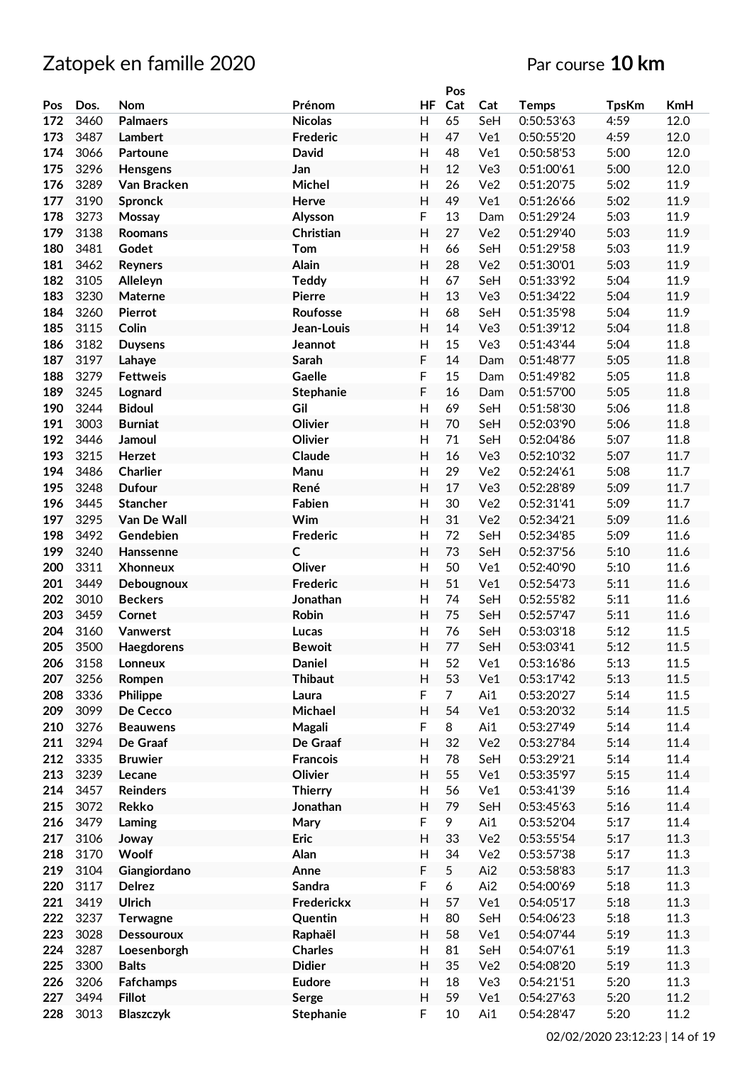# Zatopek en famille 2020

Par course **10 km**

| Pos | Dos. | Nom | Prénom | HF | Pos Cat | Cat | Temps | TpsKm | KmH |
|---|---|---|---|---|---|---|---|---|---|
| 172 | 3460 | Palmaers | Nicolas | H | 65 | SeH | 0:50:53'63 | 4:59 | 12.0 |
| 173 | 3487 | Lambert | Frederic | H | 47 | Ve1 | 0:50:55'20 | 4:59 | 12.0 |
| 174 | 3066 | Partoune | David | H | 48 | Ve1 | 0:50:58'53 | 5:00 | 12.0 |
| 175 | 3296 | Hensgens | Jan | H | 12 | Ve3 | 0:51:00'61 | 5:00 | 12.0 |
| 176 | 3289 | Van Bracken | Michel | H | 26 | Ve2 | 0:51:20'75 | 5:02 | 11.9 |
| 177 | 3190 | Spronck | Herve | H | 49 | Ve1 | 0:51:26'66 | 5:02 | 11.9 |
| 178 | 3273 | Mossay | Alysson | F | 13 | Dam | 0:51:29'24 | 5:03 | 11.9 |
| 179 | 3138 | Roomans | Christian | H | 27 | Ve2 | 0:51:29'40 | 5:03 | 11.9 |
| 180 | 3481 | Godet | Tom | H | 66 | SeH | 0:51:29'58 | 5:03 | 11.9 |
| 181 | 3462 | Reyners | Alain | H | 28 | Ve2 | 0:51:30'01 | 5:03 | 11.9 |
| 182 | 3105 | Alleleyn | Teddy | H | 67 | SeH | 0:51:33'92 | 5:04 | 11.9 |
| 183 | 3230 | Materne | Pierre | H | 13 | Ve3 | 0:51:34'22 | 5:04 | 11.9 |
| 184 | 3260 | Pierrot | Roufosse | H | 68 | SeH | 0:51:35'98 | 5:04 | 11.9 |
| 185 | 3115 | Colin | Jean-Louis | H | 14 | Ve3 | 0:51:39'12 | 5:04 | 11.8 |
| 186 | 3182 | Duysens | Jeannot | H | 15 | Ve3 | 0:51:43'44 | 5:04 | 11.8 |
| 187 | 3197 | Lahaye | Sarah | F | 14 | Dam | 0:51:48'77 | 5:05 | 11.8 |
| 188 | 3279 | Fettweis | Gaelle | F | 15 | Dam | 0:51:49'82 | 5:05 | 11.8 |
| 189 | 3245 | Lognard | Stephanie | F | 16 | Dam | 0:51:57'00 | 5:05 | 11.8 |
| 190 | 3244 | Bidoul | Gil | H | 69 | SeH | 0:51:58'30 | 5:06 | 11.8 |
| 191 | 3003 | Burniat | Olivier | H | 70 | SeH | 0:52:03'90 | 5:06 | 11.8 |
| 192 | 3446 | Jamoul | Olivier | H | 71 | SeH | 0:52:04'86 | 5:07 | 11.8 |
| 193 | 3215 | Herzet | Claude | H | 16 | Ve3 | 0:52:10'32 | 5:07 | 11.7 |
| 194 | 3486 | Charlier | Manu | H | 29 | Ve2 | 0:52:24'61 | 5:08 | 11.7 |
| 195 | 3248 | Dufour | René | H | 17 | Ve3 | 0:52:28'89 | 5:09 | 11.7 |
| 196 | 3445 | Stancher | Fabien | H | 30 | Ve2 | 0:52:31'41 | 5:09 | 11.7 |
| 197 | 3295 | Van De Wall | Wim | H | 31 | Ve2 | 0:52:34'21 | 5:09 | 11.6 |
| 198 | 3492 | Gendebien | Frederic | H | 72 | SeH | 0:52:34'85 | 5:09 | 11.6 |
| 199 | 3240 | Hanssenne | C | H | 73 | SeH | 0:52:37'56 | 5:10 | 11.6 |
| 200 | 3311 | Xhonneux | Oliver | H | 50 | Ve1 | 0:52:40'90 | 5:10 | 11.6 |
| 201 | 3449 | Debougnoux | Frederic | H | 51 | Ve1 | 0:52:54'73 | 5:11 | 11.6 |
| 202 | 3010 | Beckers | Jonathan | H | 74 | SeH | 0:52:55'82 | 5:11 | 11.6 |
| 203 | 3459 | Cornet | Robin | H | 75 | SeH | 0:52:57'47 | 5:11 | 11.6 |
| 204 | 3160 | Vanwerst | Lucas | H | 76 | SeH | 0:53:03'18 | 5:12 | 11.5 |
| 205 | 3500 | Haegdorens | Bewoit | H | 77 | SeH | 0:53:03'41 | 5:12 | 11.5 |
| 206 | 3158 | Lonneux | Daniel | H | 52 | Ve1 | 0:53:16'86 | 5:13 | 11.5 |
| 207 | 3256 | Rompen | Thibaut | H | 53 | Ve1 | 0:53:17'42 | 5:13 | 11.5 |
| 208 | 3336 | Philippe | Laura | F | 7 | Ai1 | 0:53:20'27 | 5:14 | 11.5 |
| 209 | 3099 | De Cecco | Michael | H | 54 | Ve1 | 0:53:20'32 | 5:14 | 11.5 |
| 210 | 3276 | Beauwens | Magali | F | 8 | Ai1 | 0:53:27'49 | 5:14 | 11.4 |
| 211 | 3294 | De Graaf | De Graaf | H | 32 | Ve2 | 0:53:27'84 | 5:14 | 11.4 |
| 212 | 3335 | Bruwier | Francois | H | 78 | SeH | 0:53:29'21 | 5:14 | 11.4 |
| 213 | 3239 | Lecane | Olivier | H | 55 | Ve1 | 0:53:35'97 | 5:15 | 11.4 |
| 214 | 3457 | Reinders | Thierry | H | 56 | Ve1 | 0:53:41'39 | 5:16 | 11.4 |
| 215 | 3072 | Rekko | Jonathan | H | 79 | SeH | 0:53:45'63 | 5:16 | 11.4 |
| 216 | 3479 | Laming | Mary | F | 9 | Ai1 | 0:53:52'04 | 5:17 | 11.4 |
| 217 | 3106 | Joway | Eric | H | 33 | Ve2 | 0:53:55'54 | 5:17 | 11.3 |
| 218 | 3170 | Woolf | Alan | H | 34 | Ve2 | 0:53:57'38 | 5:17 | 11.3 |
| 219 | 3104 | Giangiordano | Anne | F | 5 | Ai2 | 0:53:58'83 | 5:17 | 11.3 |
| 220 | 3117 | Delrez | Sandra | F | 6 | Ai2 | 0:54:00'69 | 5:18 | 11.3 |
| 221 | 3419 | Ulrich | Frederickx | H | 57 | Ve1 | 0:54:05'17 | 5:18 | 11.3 |
| 222 | 3237 | Terwagne | Quentin | H | 80 | SeH | 0:54:06'23 | 5:18 | 11.3 |
| 223 | 3028 | Dessouroux | Raphaël | H | 58 | Ve1 | 0:54:07'44 | 5:19 | 11.3 |
| 224 | 3287 | Loesenborgh | Charles | H | 81 | SeH | 0:54:07'61 | 5:19 | 11.3 |
| 225 | 3300 | Balts | Didier | H | 35 | Ve2 | 0:54:08'20 | 5:19 | 11.3 |
| 226 | 3206 | Fafchamps | Eudore | H | 18 | Ve3 | 0:54:21'51 | 5:20 | 11.3 |
| 227 | 3494 | Fillot | Serge | H | 59 | Ve1 | 0:54:27'63 | 5:20 | 11.2 |
| 228 | 3013 | Blaszczyk | Stephanie | F | 10 | Ai1 | 0:54:28'47 | 5:20 | 11.2 |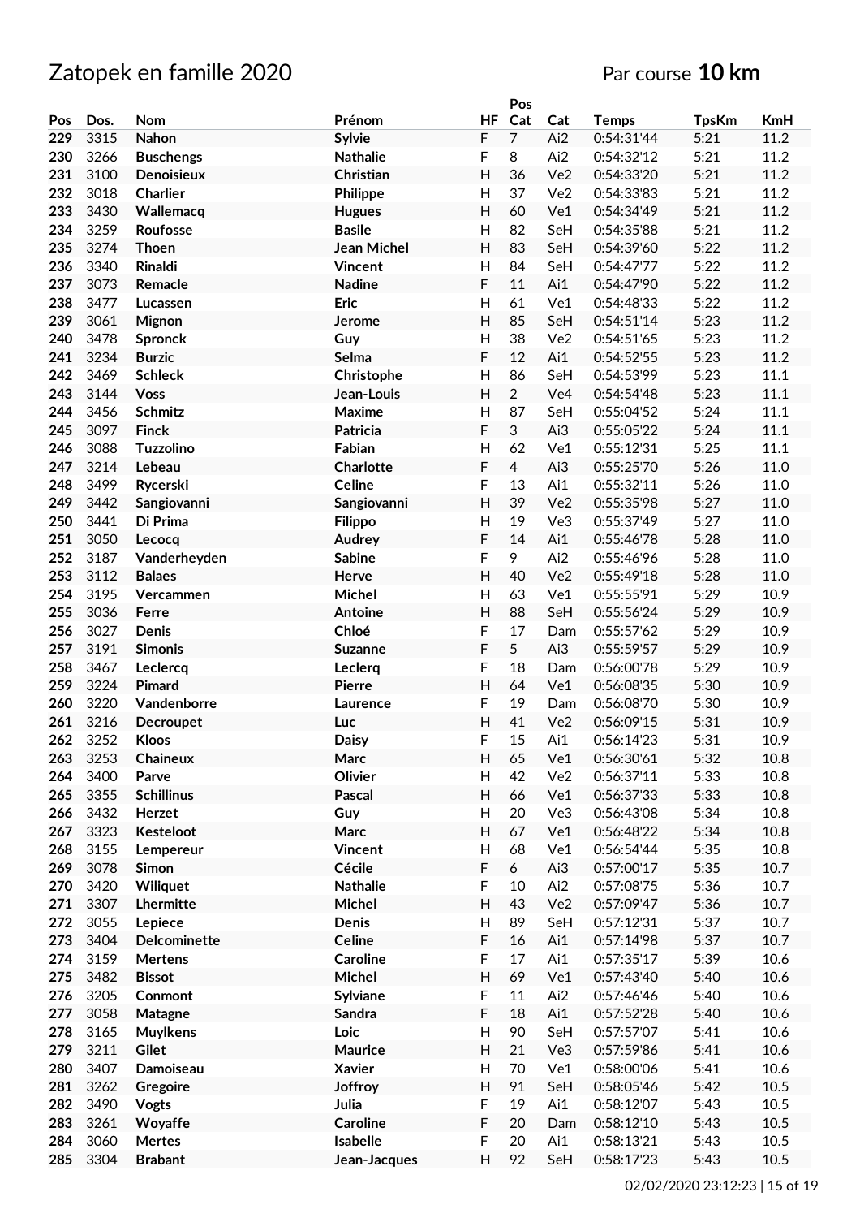# Zatopek en famille 2020

Par course **10 km**

| Pos | Dos. | Nom | Prénom | HF | Pos Cat | Cat | Temps | TpsKm | KmH |
|---|---|---|---|---|---|---|---|---|---|
| 229 | 3315 | Nahon | Sylvie | F | 7 | Ai2 | 0:54:31'44 | 5:21 | 11.2 |
| 230 | 3266 | Buschengs | Nathalie | F | 8 | Ai2 | 0:54:32'12 | 5:21 | 11.2 |
| 231 | 3100 | Denoisieux | Christian | H | 36 | Ve2 | 0:54:33'20 | 5:21 | 11.2 |
| 232 | 3018 | Charlier | Philippe | H | 37 | Ve2 | 0:54:33'83 | 5:21 | 11.2 |
| 233 | 3430 | Wallemacq | Hugues | H | 60 | Ve1 | 0:54:34'49 | 5:21 | 11.2 |
| 234 | 3259 | Roufosse | Basile | H | 82 | SeH | 0:54:35'88 | 5:21 | 11.2 |
| 235 | 3274 | Thoen | Jean Michel | H | 83 | SeH | 0:54:39'60 | 5:22 | 11.2 |
| 236 | 3340 | Rinaldi | Vincent | H | 84 | SeH | 0:54:47'77 | 5:22 | 11.2 |
| 237 | 3073 | Remacle | Nadine | F | 11 | Ai1 | 0:54:47'90 | 5:22 | 11.2 |
| 238 | 3477 | Lucassen | Eric | H | 61 | Ve1 | 0:54:48'33 | 5:22 | 11.2 |
| 239 | 3061 | Mignon | Jerome | H | 85 | SeH | 0:54:51'14 | 5:23 | 11.2 |
| 240 | 3478 | Spronck | Guy | H | 38 | Ve2 | 0:54:51'65 | 5:23 | 11.2 |
| 241 | 3234 | Burzic | Selma | F | 12 | Ai1 | 0:54:52'55 | 5:23 | 11.2 |
| 242 | 3469 | Schleck | Christophe | H | 86 | SeH | 0:54:53'99 | 5:23 | 11.1 |
| 243 | 3144 | Voss | Jean-Louis | H | 2 | Ve4 | 0:54:54'48 | 5:23 | 11.1 |
| 244 | 3456 | Schmitz | Maxime | H | 87 | SeH | 0:55:04'52 | 5:24 | 11.1 |
| 245 | 3097 | Finck | Patricia | F | 3 | Ai3 | 0:55:05'22 | 5:24 | 11.1 |
| 246 | 3088 | Tuzzolino | Fabian | H | 62 | Ve1 | 0:55:12'31 | 5:25 | 11.1 |
| 247 | 3214 | Lebeau | Charlotte | F | 4 | Ai3 | 0:55:25'70 | 5:26 | 11.0 |
| 248 | 3499 | Rycerski | Celine | F | 13 | Ai1 | 0:55:32'11 | 5:26 | 11.0 |
| 249 | 3442 | Sangiovanni | Sangiovanni | H | 39 | Ve2 | 0:55:35'98 | 5:27 | 11.0 |
| 250 | 3441 | Di Prima | Filippo | H | 19 | Ve3 | 0:55:37'49 | 5:27 | 11.0 |
| 251 | 3050 | Lecocq | Audrey | F | 14 | Ai1 | 0:55:46'78 | 5:28 | 11.0 |
| 252 | 3187 | Vanderheyden | Sabine | F | 9 | Ai2 | 0:55:46'96 | 5:28 | 11.0 |
| 253 | 3112 | Balaes | Herve | H | 40 | Ve2 | 0:55:49'18 | 5:28 | 11.0 |
| 254 | 3195 | Vercammen | Michel | H | 63 | Ve1 | 0:55:55'91 | 5:29 | 10.9 |
| 255 | 3036 | Ferre | Antoine | H | 88 | SeH | 0:55:56'24 | 5:29 | 10.9 |
| 256 | 3027 | Denis | Chloé | F | 17 | Dam | 0:55:57'62 | 5:29 | 10.9 |
| 257 | 3191 | Simonis | Suzanne | F | 5 | Ai3 | 0:55:59'57 | 5:29 | 10.9 |
| 258 | 3467 | Leclercq | Leclerq | F | 18 | Dam | 0:56:00'78 | 5:29 | 10.9 |
| 259 | 3224 | Pimard | Pierre | H | 64 | Ve1 | 0:56:08'35 | 5:30 | 10.9 |
| 260 | 3220 | Vandenborre | Laurence | F | 19 | Dam | 0:56:08'70 | 5:30 | 10.9 |
| 261 | 3216 | Decroupet | Luc | H | 41 | Ve2 | 0:56:09'15 | 5:31 | 10.9 |
| 262 | 3252 | Kloos | Daisy | F | 15 | Ai1 | 0:56:14'23 | 5:31 | 10.9 |
| 263 | 3253 | Chaineux | Marc | H | 65 | Ve1 | 0:56:30'61 | 5:32 | 10.8 |
| 264 | 3400 | Parve | Olivier | H | 42 | Ve2 | 0:56:37'11 | 5:33 | 10.8 |
| 265 | 3355 | Schillinus | Pascal | H | 66 | Ve1 | 0:56:37'33 | 5:33 | 10.8 |
| 266 | 3432 | Herzet | Guy | H | 20 | Ve3 | 0:56:43'08 | 5:34 | 10.8 |
| 267 | 3323 | Kesteloot | Marc | H | 67 | Ve1 | 0:56:48'22 | 5:34 | 10.8 |
| 268 | 3155 | Lempereur | Vincent | H | 68 | Ve1 | 0:56:54'44 | 5:35 | 10.8 |
| 269 | 3078 | Simon | Cécile | F | 6 | Ai3 | 0:57:00'17 | 5:35 | 10.7 |
| 270 | 3420 | Wiliquet | Nathalie | F | 10 | Ai2 | 0:57:08'75 | 5:36 | 10.7 |
| 271 | 3307 | Lhermitte | Michel | H | 43 | Ve2 | 0:57:09'47 | 5:36 | 10.7 |
| 272 | 3055 | Lepiece | Denis | H | 89 | SeH | 0:57:12'31 | 5:37 | 10.7 |
| 273 | 3404 | Delcominette | Celine | F | 16 | Ai1 | 0:57:14'98 | 5:37 | 10.7 |
| 274 | 3159 | Mertens | Caroline | F | 17 | Ai1 | 0:57:35'17 | 5:39 | 10.6 |
| 275 | 3482 | Bissot | Michel | H | 69 | Ve1 | 0:57:43'40 | 5:40 | 10.6 |
| 276 | 3205 | Conmont | Sylviane | F | 11 | Ai2 | 0:57:46'46 | 5:40 | 10.6 |
| 277 | 3058 | Matagne | Sandra | F | 18 | Ai1 | 0:57:52'28 | 5:40 | 10.6 |
| 278 | 3165 | Muylkens | Loic | H | 90 | SeH | 0:57:57'07 | 5:41 | 10.6 |
| 279 | 3211 | Gilet | Maurice | H | 21 | Ve3 | 0:57:59'86 | 5:41 | 10.6 |
| 280 | 3407 | Damoiseau | Xavier | H | 70 | Ve1 | 0:58:00'06 | 5:41 | 10.6 |
| 281 | 3262 | Gregoire | Joffroy | H | 91 | SeH | 0:58:05'46 | 5:42 | 10.5 |
| 282 | 3490 | Vogts | Julia | F | 19 | Ai1 | 0:58:12'07 | 5:43 | 10.5 |
| 283 | 3261 | Woyaffe | Caroline | F | 20 | Dam | 0:58:12'10 | 5:43 | 10.5 |
| 284 | 3060 | Mertes | Isabelle | F | 20 | Ai1 | 0:58:13'21 | 5:43 | 10.5 |
| 285 | 3304 | Brabant | Jean-Jacques | H | 92 | SeH | 0:58:17'23 | 5:43 | 10.5 |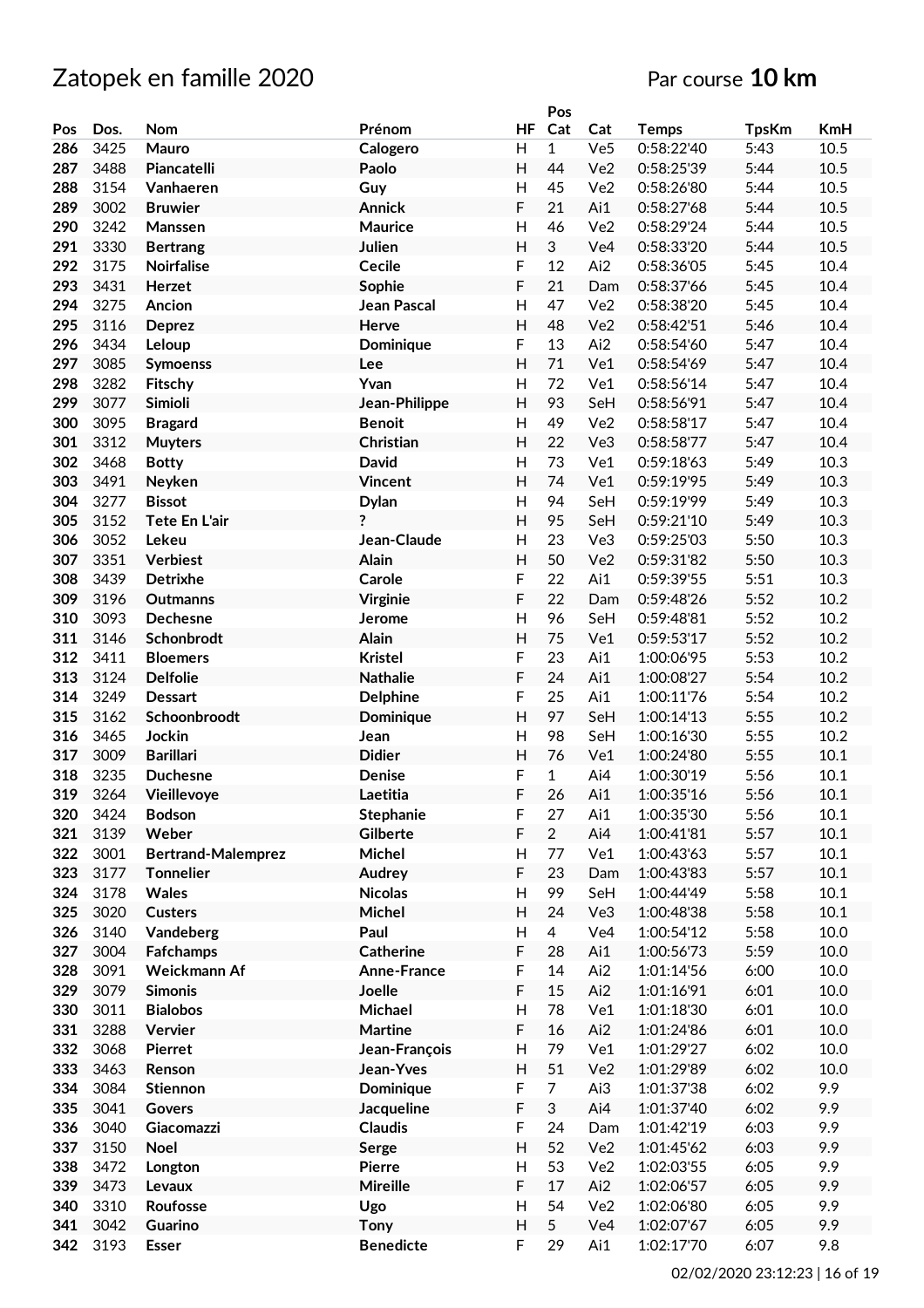# Zatopek en famille 2020

Par course **10 km**

| Pos | Dos. | Nom | Prénom | HF | Pos Cat | Cat | Temps | TpsKm | KmH |
|---|---|---|---|---|---|---|---|---|---|
| 286 | 3425 | Mauro | Calogero | H | 1 | Ve5 | 0:58:22'40 | 5:43 | 10.5 |
| 287 | 3488 | Piancatelli | Paolo | H | 44 | Ve2 | 0:58:25'39 | 5:44 | 10.5 |
| 288 | 3154 | Vanhaeren | Guy | H | 45 | Ve2 | 0:58:26'80 | 5:44 | 10.5 |
| 289 | 3002 | Bruwier | Annick | F | 21 | Ai1 | 0:58:27'68 | 5:44 | 10.5 |
| 290 | 3242 | Manssen | Maurice | H | 46 | Ve2 | 0:58:29'24 | 5:44 | 10.5 |
| 291 | 3330 | Bertrang | Julien | H | 3 | Ve4 | 0:58:33'20 | 5:44 | 10.5 |
| 292 | 3175 | Noirfalise | Cecile | F | 12 | Ai2 | 0:58:36'05 | 5:45 | 10.4 |
| 293 | 3431 | Herzet | Sophie | F | 21 | Dam | 0:58:37'66 | 5:45 | 10.4 |
| 294 | 3275 | Ancion | Jean Pascal | H | 47 | Ve2 | 0:58:38'20 | 5:45 | 10.4 |
| 295 | 3116 | Deprez | Herve | H | 48 | Ve2 | 0:58:42'51 | 5:46 | 10.4 |
| 296 | 3434 | Leloup | Dominique | F | 13 | Ai2 | 0:58:54'60 | 5:47 | 10.4 |
| 297 | 3085 | Symoenss | Lee | H | 71 | Ve1 | 0:58:54'69 | 5:47 | 10.4 |
| 298 | 3282 | Fitschy | Yvan | H | 72 | Ve1 | 0:58:56'14 | 5:47 | 10.4 |
| 299 | 3077 | Simioli | Jean-Philippe | H | 93 | SeH | 0:58:56'91 | 5:47 | 10.4 |
| 300 | 3095 | Bragard | Benoit | H | 49 | Ve2 | 0:58:58'17 | 5:47 | 10.4 |
| 301 | 3312 | Muyters | Christian | H | 22 | Ve3 | 0:58:58'77 | 5:47 | 10.4 |
| 302 | 3468 | Botty | David | H | 73 | Ve1 | 0:59:18'63 | 5:49 | 10.3 |
| 303 | 3491 | Neyken | Vincent | H | 74 | Ve1 | 0:59:19'95 | 5:49 | 10.3 |
| 304 | 3277 | Bissot | Dylan | H | 94 | SeH | 0:59:19'99 | 5:49 | 10.3 |
| 305 | 3152 | Tete En L'air | ? | H | 95 | SeH | 0:59:21'10 | 5:49 | 10.3 |
| 306 | 3052 | Lekeu | Jean-Claude | H | 23 | Ve3 | 0:59:25'03 | 5:50 | 10.3 |
| 307 | 3351 | Verbiest | Alain | H | 50 | Ve2 | 0:59:31'82 | 5:50 | 10.3 |
| 308 | 3439 | Detrixhe | Carole | F | 22 | Ai1 | 0:59:39'55 | 5:51 | 10.3 |
| 309 | 3196 | Outmanns | Virginie | F | 22 | Dam | 0:59:48'26 | 5:52 | 10.2 |
| 310 | 3093 | Dechesne | Jerome | H | 96 | SeH | 0:59:48'81 | 5:52 | 10.2 |
| 311 | 3146 | Schonbrodt | Alain | H | 75 | Ve1 | 0:59:53'17 | 5:52 | 10.2 |
| 312 | 3411 | Bloemers | Kristel | F | 23 | Ai1 | 1:00:06'95 | 5:53 | 10.2 |
| 313 | 3124 | Delfolie | Nathalie | F | 24 | Ai1 | 1:00:08'27 | 5:54 | 10.2 |
| 314 | 3249 | Dessart | Delphine | F | 25 | Ai1 | 1:00:11'76 | 5:54 | 10.2 |
| 315 | 3162 | Schoonbroodt | Dominique | H | 97 | SeH | 1:00:14'13 | 5:55 | 10.2 |
| 316 | 3465 | Jockin | Jean | H | 98 | SeH | 1:00:16'30 | 5:55 | 10.2 |
| 317 | 3009 | Barillari | Didier | H | 76 | Ve1 | 1:00:24'80 | 5:55 | 10.1 |
| 318 | 3235 | Duchesne | Denise | F | 1 | Ai4 | 1:00:30'19 | 5:56 | 10.1 |
| 319 | 3264 | Vieillevoye | Laetitia | F | 26 | Ai1 | 1:00:35'16 | 5:56 | 10.1 |
| 320 | 3424 | Bodson | Stephanie | F | 27 | Ai1 | 1:00:35'30 | 5:56 | 10.1 |
| 321 | 3139 | Weber | Gilberte | F | 2 | Ai4 | 1:00:41'81 | 5:57 | 10.1 |
| 322 | 3001 | Bertrand-Malemprez | Michel | H | 77 | Ve1 | 1:00:43'63 | 5:57 | 10.1 |
| 323 | 3177 | Tonnelier | Audrey | F | 23 | Dam | 1:00:43'83 | 5:57 | 10.1 |
| 324 | 3178 | Wales | Nicolas | H | 99 | SeH | 1:00:44'49 | 5:58 | 10.1 |
| 325 | 3020 | Custers | Michel | H | 24 | Ve3 | 1:00:48'38 | 5:58 | 10.1 |
| 326 | 3140 | Vandeberg | Paul | H | 4 | Ve4 | 1:00:54'12 | 5:58 | 10.0 |
| 327 | 3004 | Fafchamps | Catherine | F | 28 | Ai1 | 1:00:56'73 | 5:59 | 10.0 |
| 328 | 3091 | Weickmann Af | Anne-France | F | 14 | Ai2 | 1:01:14'56 | 6:00 | 10.0 |
| 329 | 3079 | Simonis | Joelle | F | 15 | Ai2 | 1:01:16'91 | 6:01 | 10.0 |
| 330 | 3011 | Bialobos | Michael | H | 78 | Ve1 | 1:01:18'30 | 6:01 | 10.0 |
| 331 | 3288 | Vervier | Martine | F | 16 | Ai2 | 1:01:24'86 | 6:01 | 10.0 |
| 332 | 3068 | Pierret | Jean-François | H | 79 | Ve1 | 1:01:29'27 | 6:02 | 10.0 |
| 333 | 3463 | Renson | Jean-Yves | H | 51 | Ve2 | 1:01:29'89 | 6:02 | 10.0 |
| 334 | 3084 | Stiennon | Dominique | F | 7 | Ai3 | 1:01:37'38 | 6:02 | 9.9 |
| 335 | 3041 | Govers | Jacqueline | F | 3 | Ai4 | 1:01:37'40 | 6:02 | 9.9 |
| 336 | 3040 | Giacomazzi | Claudis | F | 24 | Dam | 1:01:42'19 | 6:03 | 9.9 |
| 337 | 3150 | Noel | Serge | H | 52 | Ve2 | 1:01:45'62 | 6:03 | 9.9 |
| 338 | 3472 | Longton | Pierre | H | 53 | Ve2 | 1:02:03'55 | 6:05 | 9.9 |
| 339 | 3473 | Levaux | Mireille | F | 17 | Ai2 | 1:02:06'57 | 6:05 | 9.9 |
| 340 | 3310 | Roufosse | Ugo | H | 54 | Ve2 | 1:02:06'80 | 6:05 | 9.9 |
| 341 | 3042 | Guarino | Tony | H | 5 | Ve4 | 1:02:07'67 | 6:05 | 9.9 |
| 342 | 3193 | Esser | Benedicte | F | 29 | Ai1 | 1:02:17'70 | 6:07 | 9.8 |

02/02/2020 23:12:23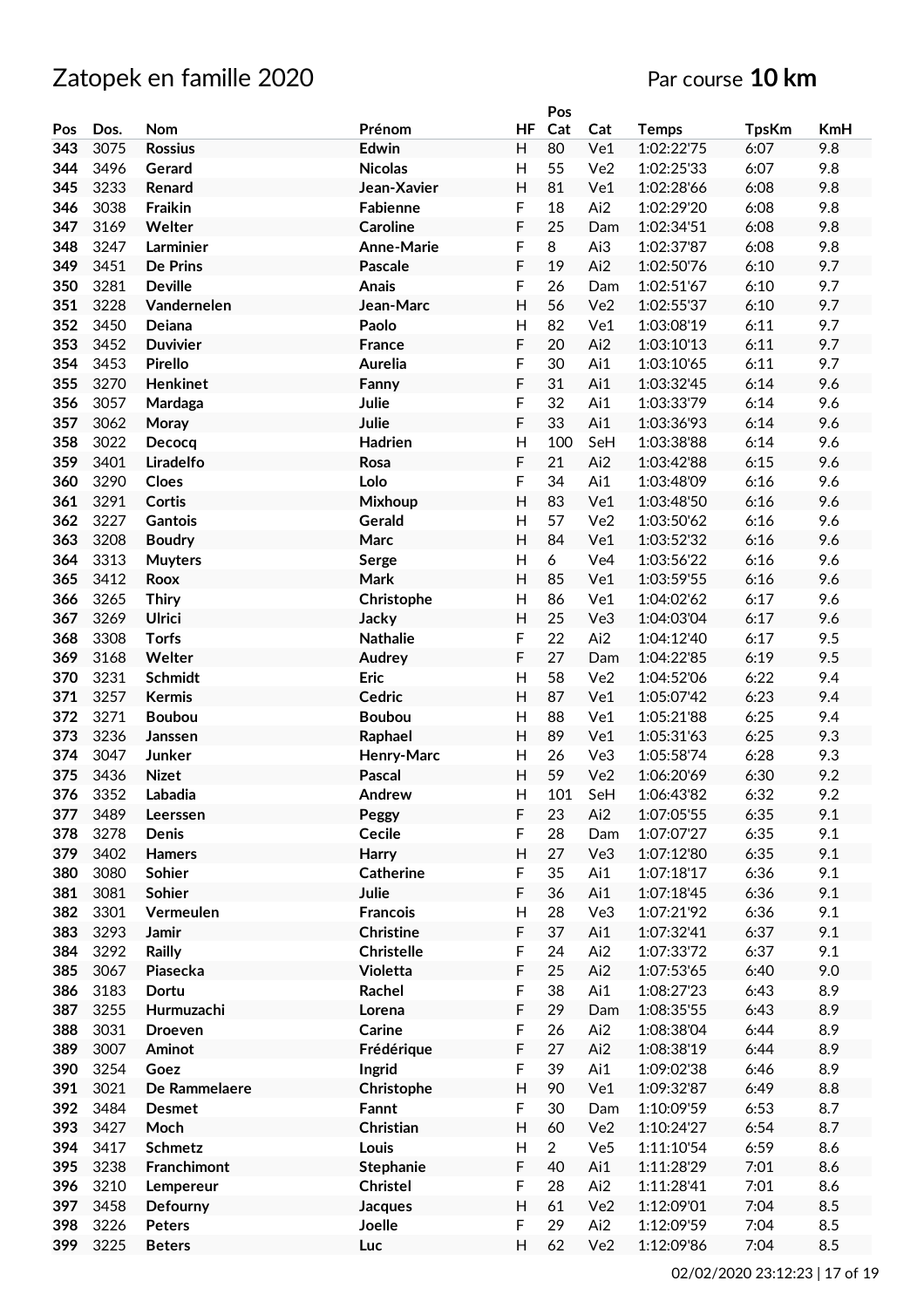# Zatopek en famille 2020

Par course **10 km**

| Pos | Dos. | Nom | Prénom | HF | Pos Cat | Cat | Temps | TpsKm | KmH |
|---|---|---|---|---|---|---|---|---|---|
| 343 | 3075 | Rossius | Edwin | H | 80 | Ve1 | 1:02:22'75 | 6:07 | 9.8 |
| 344 | 3496 | Gerard | Nicolas | H | 55 | Ve2 | 1:02:25'33 | 6:07 | 9.8 |
| 345 | 3233 | Renard | Jean-Xavier | H | 81 | Ve1 | 1:02:28'66 | 6:08 | 9.8 |
| 346 | 3038 | Fraikin | Fabienne | F | 18 | Ai2 | 1:02:29'20 | 6:08 | 9.8 |
| 347 | 3169 | Welter | Caroline | F | 25 | Dam | 1:02:34'51 | 6:08 | 9.8 |
| 348 | 3247 | Larminier | Anne-Marie | F | 8 | Ai3 | 1:02:37'87 | 6:08 | 9.8 |
| 349 | 3451 | De Prins | Pascale | F | 19 | Ai2 | 1:02:50'76 | 6:10 | 9.7 |
| 350 | 3281 | Deville | Anais | F | 26 | Dam | 1:02:51'67 | 6:10 | 9.7 |
| 351 | 3228 | Vandernelen | Jean-Marc | H | 56 | Ve2 | 1:02:55'37 | 6:10 | 9.7 |
| 352 | 3450 | Deiana | Paolo | H | 82 | Ve1 | 1:03:08'19 | 6:11 | 9.7 |
| 353 | 3452 | Duvivier | France | F | 20 | Ai2 | 1:03:10'13 | 6:11 | 9.7 |
| 354 | 3453 | Pirello | Aurelia | F | 30 | Ai1 | 1:03:10'65 | 6:11 | 9.7 |
| 355 | 3270 | Henkinet | Fanny | F | 31 | Ai1 | 1:03:32'45 | 6:14 | 9.6 |
| 356 | 3057 | Mardaga | Julie | F | 32 | Ai1 | 1:03:33'79 | 6:14 | 9.6 |
| 357 | 3062 | Moray | Julie | F | 33 | Ai1 | 1:03:36'93 | 6:14 | 9.6 |
| 358 | 3022 | Decocq | Hadrien | H | 100 | SeH | 1:03:38'88 | 6:14 | 9.6 |
| 359 | 3401 | Liradelfo | Rosa | F | 21 | Ai2 | 1:03:42'88 | 6:15 | 9.6 |
| 360 | 3290 | Cloes | Lolo | F | 34 | Ai1 | 1:03:48'09 | 6:16 | 9.6 |
| 361 | 3291 | Cortis | Mixhoup | H | 83 | Ve1 | 1:03:48'50 | 6:16 | 9.6 |
| 362 | 3227 | Gantois | Gerald | H | 57 | Ve2 | 1:03:50'62 | 6:16 | 9.6 |
| 363 | 3208 | Boudry | Marc | H | 84 | Ve1 | 1:03:52'32 | 6:16 | 9.6 |
| 364 | 3313 | Muyters | Serge | H | 6 | Ve4 | 1:03:56'22 | 6:16 | 9.6 |
| 365 | 3412 | Roox | Mark | H | 85 | Ve1 | 1:03:59'55 | 6:16 | 9.6 |
| 366 | 3265 | Thiry | Christophe | H | 86 | Ve1 | 1:04:02'62 | 6:17 | 9.6 |
| 367 | 3269 | Ulrici | Jacky | H | 25 | Ve3 | 1:04:03'04 | 6:17 | 9.6 |
| 368 | 3308 | Torfs | Nathalie | F | 22 | Ai2 | 1:04:12'40 | 6:17 | 9.5 |
| 369 | 3168 | Welter | Audrey | F | 27 | Dam | 1:04:22'85 | 6:19 | 9.5 |
| 370 | 3231 | Schmidt | Eric | H | 58 | Ve2 | 1:04:52'06 | 6:22 | 9.4 |
| 371 | 3257 | Kermis | Cedric | H | 87 | Ve1 | 1:05:07'42 | 6:23 | 9.4 |
| 372 | 3271 | Boubou | Boubou | H | 88 | Ve1 | 1:05:21'88 | 6:25 | 9.4 |
| 373 | 3236 | Janssen | Raphael | H | 89 | Ve1 | 1:05:31'63 | 6:25 | 9.3 |
| 374 | 3047 | Junker | Henry-Marc | H | 26 | Ve3 | 1:05:58'74 | 6:28 | 9.3 |
| 375 | 3436 | Nizet | Pascal | H | 59 | Ve2 | 1:06:20'69 | 6:30 | 9.2 |
| 376 | 3352 | Labadia | Andrew | H | 101 | SeH | 1:06:43'82 | 6:32 | 9.2 |
| 377 | 3489 | Leerssen | Peggy | F | 23 | Ai2 | 1:07:05'55 | 6:35 | 9.1 |
| 378 | 3278 | Denis | Cecile | F | 28 | Dam | 1:07:07'27 | 6:35 | 9.1 |
| 379 | 3402 | Hamers | Harry | H | 27 | Ve3 | 1:07:12'80 | 6:35 | 9.1 |
| 380 | 3080 | Sohier | Catherine | F | 35 | Ai1 | 1:07:18'17 | 6:36 | 9.1 |
| 381 | 3081 | Sohier | Julie | F | 36 | Ai1 | 1:07:18'45 | 6:36 | 9.1 |
| 382 | 3301 | Vermeulen | Francois | H | 28 | Ve3 | 1:07:21'92 | 6:36 | 9.1 |
| 383 | 3293 | Jamir | Christine | F | 37 | Ai1 | 1:07:32'41 | 6:37 | 9.1 |
| 384 | 3292 | Railly | Christelle | F | 24 | Ai2 | 1:07:33'72 | 6:37 | 9.1 |
| 385 | 3067 | Piasecka | Violetta | F | 25 | Ai2 | 1:07:53'65 | 6:40 | 9.0 |
| 386 | 3183 | Dortu | Rachel | F | 38 | Ai1 | 1:08:27'23 | 6:43 | 8.9 |
| 387 | 3255 | Hurmuzachi | Lorena | F | 29 | Dam | 1:08:35'55 | 6:43 | 8.9 |
| 388 | 3031 | Droeven | Carine | F | 26 | Ai2 | 1:08:38'04 | 6:44 | 8.9 |
| 389 | 3007 | Aminot | Frédérique | F | 27 | Ai2 | 1:08:38'19 | 6:44 | 8.9 |
| 390 | 3254 | Goez | Ingrid | F | 39 | Ai1 | 1:09:02'38 | 6:46 | 8.9 |
| 391 | 3021 | De Rammelaere | Christophe | H | 90 | Ve1 | 1:09:32'87 | 6:49 | 8.8 |
| 392 | 3484 | Desmet | Fannt | F | 30 | Dam | 1:10:09'59 | 6:53 | 8.7 |
| 393 | 3427 | Moch | Christian | H | 60 | Ve2 | 1:10:24'27 | 6:54 | 8.7 |
| 394 | 3417 | Schmetz | Louis | H | 2 | Ve5 | 1:11:10'54 | 6:59 | 8.6 |
| 395 | 3238 | Franchimont | Stephanie | F | 40 | Ai1 | 1:11:28'29 | 7:01 | 8.6 |
| 396 | 3210 | Lempereur | Christel | F | 28 | Ai2 | 1:11:28'41 | 7:01 | 8.6 |
| 397 | 3458 | Defourny | Jacques | H | 61 | Ve2 | 1:12:09'01 | 7:04 | 8.5 |
| 398 | 3226 | Peters | Joelle | F | 29 | Ai2 | 1:12:09'59 | 7:04 | 8.5 |
| 399 | 3225 | Beters | Luc | H | 62 | Ve2 | 1:12:09'86 | 7:04 | 8.5 |

02/02/2020 23:12:23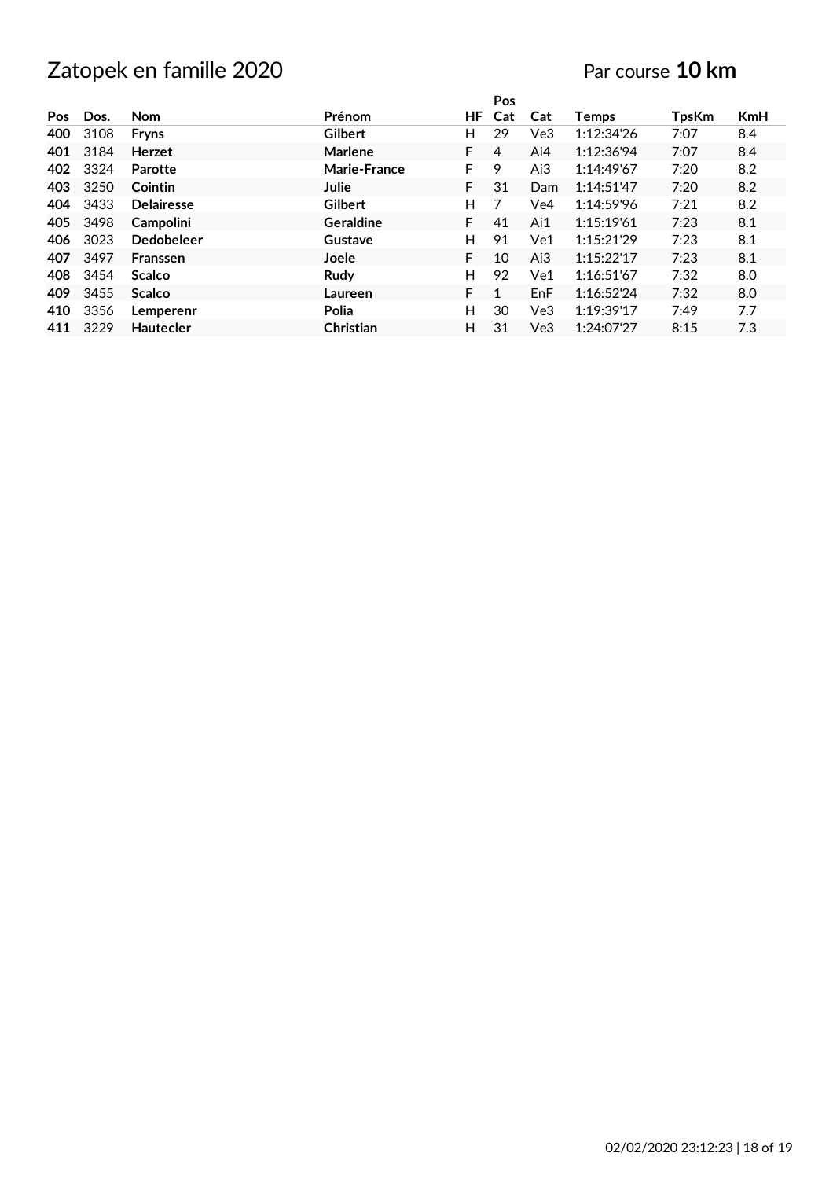# Zatopek en famille 2020

Par course **10 km**

| Pos | Dos. | Nom | Prénom | HF | Pos Cat | Cat | Temps | TpsKm | KmH |
|---|---|---|---|---|---|---|---|---|---|
| **400** | 3108 | **Fryns** | **Gilbert** | H | 29 | Ve3 | 1:12:34'26 | 7:07 | 8.4 |
| **401** | 3184 | **Herzet** | **Marlene** | F | 4 | Ai4 | 1:12:36'94 | 7:07 | 8.4 |
| **402** | 3324 | **Parotte** | **Marie-France** | F | 9 | Ai3 | 1:14:49'67 | 7:20 | 8.2 |
| **403** | 3250 | **Cointin** | **Julie** | F | 31 | Dam | 1:14:51'47 | 7:20 | 8.2 |
| **404** | 3433 | **Delairesse** | **Gilbert** | H | 7 | Ve4 | 1:14:59'96 | 7:21 | 8.2 |
| **405** | 3498 | **Campolini** | **Geraldine** | F | 41 | Ai1 | 1:15:19'61 | 7:23 | 8.1 |
| **406** | 3023 | **Dedobeleer** | **Gustave** | H | 91 | Ve1 | 1:15:21'29 | 7:23 | 8.1 |
| **407** | 3497 | **Franssen** | **Joele** | F | 10 | Ai3 | 1:15:22'17 | 7:23 | 8.1 |
| **408** | 3454 | **Scalco** | **Rudy** | H | 92 | Ve1 | 1:16:51'67 | 7:32 | 8.0 |
| **409** | 3455 | **Scalco** | **Laureen** | F | 1 | EnF | 1:16:52'24 | 7:32 | 8.0 |
| **410** | 3356 | **Lemperenr** | **Polia** | H | 30 | Ve3 | 1:19:39'17 | 7:49 | 7.7 |
| **411** | 3229 | **Hautecler** | **Christian** | H | 31 | Ve3 | 1:24:07'27 | 8:15 | 7.3 |

02/02/2020 23:12:23